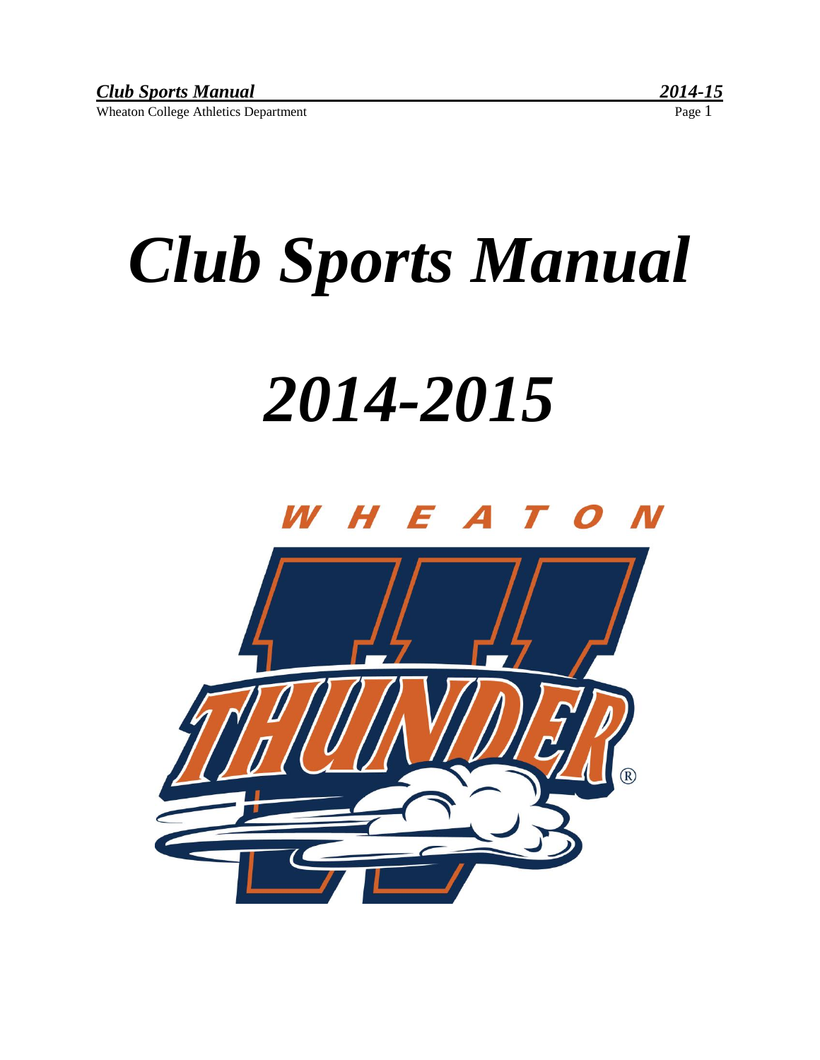# *Club Sports Manual*

# *2014-2015*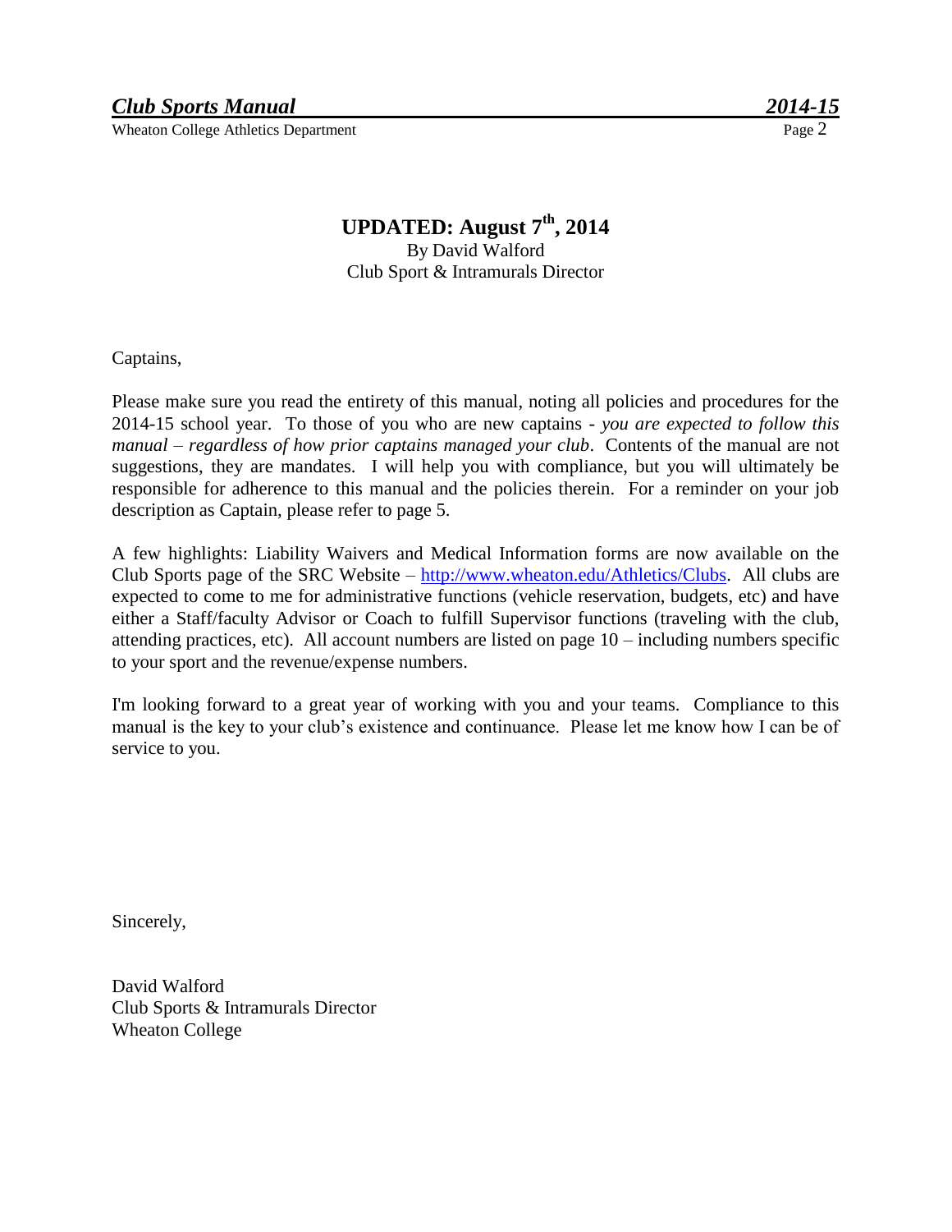# UPDATED: August 7th, 2014

By David Walford
Club Sport & Intramurals Director

Captains,

Please make sure you read the entirety of this manual, noting all policies and procedures for the 2014-15 school year. To those of you who are new captains - *you are expected to follow this manual – regardless of how prior captains managed your club*. Contents of the manual are not suggestions, they are mandates. I will help you with compliance, but you will ultimately be responsible for adherence to this manual and the policies therein. For a reminder on your job description as Captain, please refer to page 5.

A few highlights: Liability Waivers and Medical Information forms are now available on the Club Sports page of the SRC Website – [http://www.wheaton.edu/Athletics/Clubs](http://www.wheaton.edu/Athletics/Clubs). All clubs are expected to come to me for administrative functions (vehicle reservation, budgets, etc) and have either a Staff/faculty Advisor or Coach to fulfill Supervisor functions (traveling with the club, attending practices, etc). All account numbers are listed on page 10 – including numbers specific to your sport and the revenue/expense numbers.

I'm looking forward to a great year of working with you and your teams. Compliance to this manual is the key to your club's existence and continuance. Please let me know how I can be of service to you.

Sincerely,

David Walford
Club Sports & Intramurals Director
Wheaton College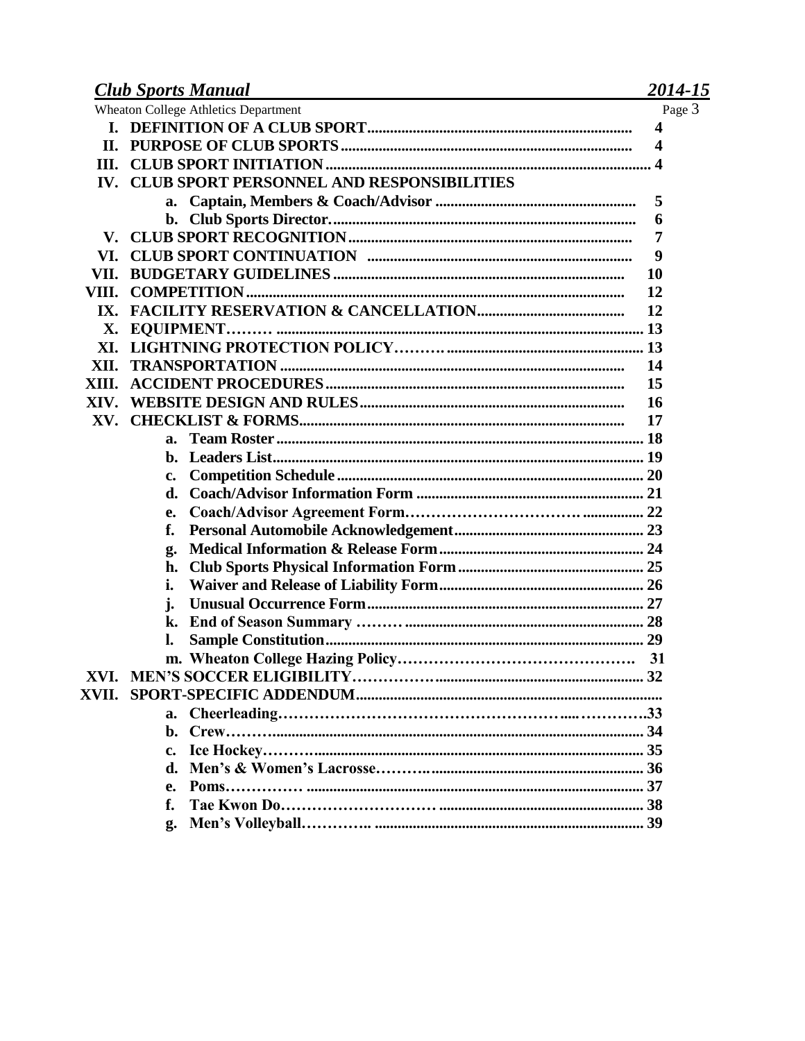| | | |
|---|---|---|
| I. | DEFINITION OF A CLUB SPORT | 4 |
| II. | PURPOSE OF CLUB SPORTS | 4 |
| III. | CLUB SPORT INITIATION | 4 |
| IV. | CLUB SPORT PERSONNEL AND RESPONSIBILITIES | |
| | a. Captain, Members & Coach/Advisor | 5 |
| | b. Club Sports Director | 6 |
| V. | CLUB SPORT RECOGNITION | 7 |
| VI. | CLUB SPORT CONTINUATION | 9 |
| VII. | BUDGETARY GUIDELINES | 10 |
| VIII. | COMPETITION | 12 |
| IX. | FACILITY RESERVATION & CANCELLATION | 12 |
| X. | EQUIPMENT | 13 |
| XI. | LIGHTNING PROTECTION POLICY | 13 |
| XII. | TRANSPORTATION | 14 |
| XIII. | ACCIDENT PROCEDURES | 15 |
| XIV. | WEBSITE DESIGN AND RULES | 16 |
| XV. | CHECKLIST & FORMS | 17 |
| | a. Team Roster | 18 |
| | b. Leaders List | 19 |
| | c. Competition Schedule | 20 |
| | d. Coach/Advisor Information Form | 21 |
| | e. Coach/Advisor Agreement Form | 22 |
| | f. Personal Automobile Acknowledgement | 23 |
| | g. Medical Information & Release Form | 24 |
| | h. Club Sports Physical Information Form | 25 |
| | i. Waiver and Release of Liability Form | 26 |
| | j. Unusual Occurrence Form | 27 |
| | k. End of Season Summary | 28 |
| | l. Sample Constitution | 29 |
| | m. Wheaton College Hazing Policy | 31 |
| XVI. | MEN'S SOCCER ELIGIBILITY | 32 |
| XVII. | SPORT-SPECIFIC ADDENDUM | |
| | a. Cheerleading | 33 |
| | b. Crew | 34 |
| | c. Ice Hockey | 35 |
| | d. Men's & Women's Lacrosse | 36 |
| | e. Poms | 37 |
| | f. Tae Kwon Do | 38 |
| | g. Men's Volleyball | 39 |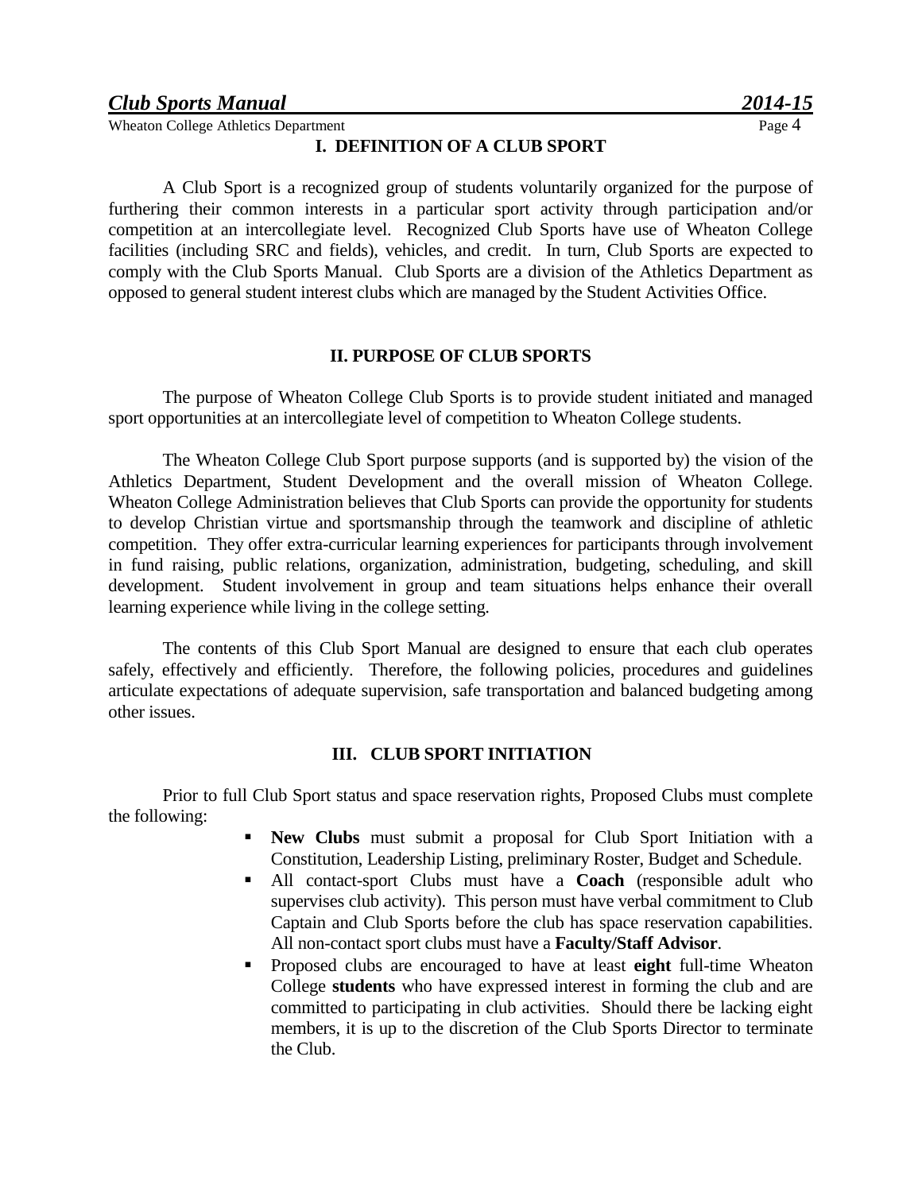## I. DEFINITION OF A CLUB SPORT

A Club Sport is a recognized group of students voluntarily organized for the purpose of furthering their common interests in a particular sport activity through participation and/or competition at an intercollegiate level. Recognized Club Sports have use of Wheaton College facilities (including SRC and fields), vehicles, and credit. In turn, Club Sports are expected to comply with the Club Sports Manual. Club Sports are a division of the Athletics Department as opposed to general student interest clubs which are managed by the Student Activities Office.

## II. PURPOSE OF CLUB SPORTS

The purpose of Wheaton College Club Sports is to provide student initiated and managed sport opportunities at an intercollegiate level of competition to Wheaton College students.

The Wheaton College Club Sport purpose supports (and is supported by) the vision of the Athletics Department, Student Development and the overall mission of Wheaton College. Wheaton College Administration believes that Club Sports can provide the opportunity for students to develop Christian virtue and sportsmanship through the teamwork and discipline of athletic competition. They offer extra-curricular learning experiences for participants through involvement in fund raising, public relations, organization, administration, budgeting, scheduling, and skill development. Student involvement in group and team situations helps enhance their overall learning experience while living in the college setting.

The contents of this Club Sport Manual are designed to ensure that each club operates safely, effectively and efficiently. Therefore, the following policies, procedures and guidelines articulate expectations of adequate supervision, safe transportation and balanced budgeting among other issues.

## III. CLUB SPORT INITIATION

Prior to full Club Sport status and space reservation rights, Proposed Clubs must complete the following:

- **New Clubs** must submit a proposal for Club Sport Initiation with a Constitution, Leadership Listing, preliminary Roster, Budget and Schedule.
- All contact-sport Clubs must have a **Coach** (responsible adult who supervises club activity). This person must have verbal commitment to Club Captain and Club Sports before the club has space reservation capabilities. All non-contact sport clubs must have a **Faculty/Staff Advisor**.
- Proposed clubs are encouraged to have at least **eight** full-time Wheaton College **students** who have expressed interest in forming the club and are committed to participating in club activities. Should there be lacking eight members, it is up to the discretion of the Club Sports Director to terminate the Club.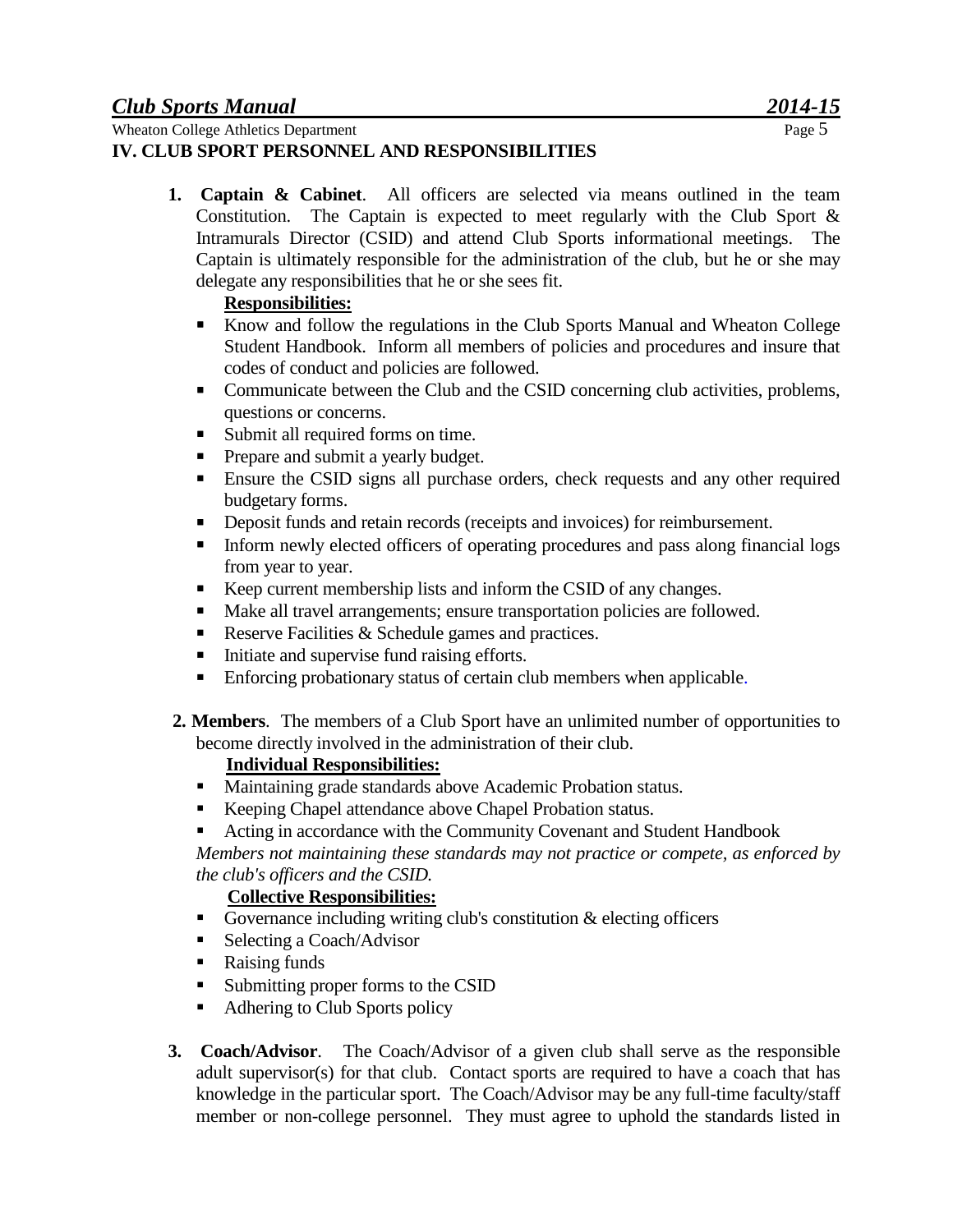## IV. CLUB SPORT PERSONNEL AND RESPONSIBILITIES

1. **Captain & Cabinet**. All officers are selected via means outlined in the team Constitution. The Captain is expected to meet regularly with the Club Sport & Intramurals Director (CSID) and attend Club Sports informational meetings. The Captain is ultimately responsible for the administration of the club, but he or she may delegate any responsibilities that he or she sees fit.

   **Responsibilities:**

   - Know and follow the regulations in the Club Sports Manual and Wheaton College Student Handbook. Inform all members of policies and procedures and insure that codes of conduct and policies are followed.
   - Communicate between the Club and the CSID concerning club activities, problems, questions or concerns.
   - Submit all required forms on time.
   - Prepare and submit a yearly budget.
   - Ensure the CSID signs all purchase orders, check requests and any other required budgetary forms.
   - Deposit funds and retain records (receipts and invoices) for reimbursement.
   - Inform newly elected officers of operating procedures and pass along financial logs from year to year.
   - Keep current membership lists and inform the CSID of any changes.
   - Make all travel arrangements; ensure transportation policies are followed.
   - Reserve Facilities & Schedule games and practices.
   - Initiate and supervise fund raising efforts.
   - Enforcing probationary status of certain club members when applicable.

2. **Members**. The members of a Club Sport have an unlimited number of opportunities to become directly involved in the administration of their club.

   **Individual Responsibilities:**

   - Maintaining grade standards above Academic Probation status.
   - Keeping Chapel attendance above Chapel Probation status.
   - Acting in accordance with the Community Covenant and Student Handbook

   *Members not maintaining these standards may not practice or compete, as enforced by the club's officers and the CSID.*

   **Collective Responsibilities:**

   - Governance including writing club's constitution & electing officers
   - Selecting a Coach/Advisor
   - Raising funds
   - Submitting proper forms to the CSID
   - Adhering to Club Sports policy

3. **Coach/Advisor**. The Coach/Advisor of a given club shall serve as the responsible adult supervisor(s) for that club. Contact sports are required to have a coach that has knowledge in the particular sport. The Coach/Advisor may be any full-time faculty/staff member or non-college personnel. They must agree to uphold the standards listed in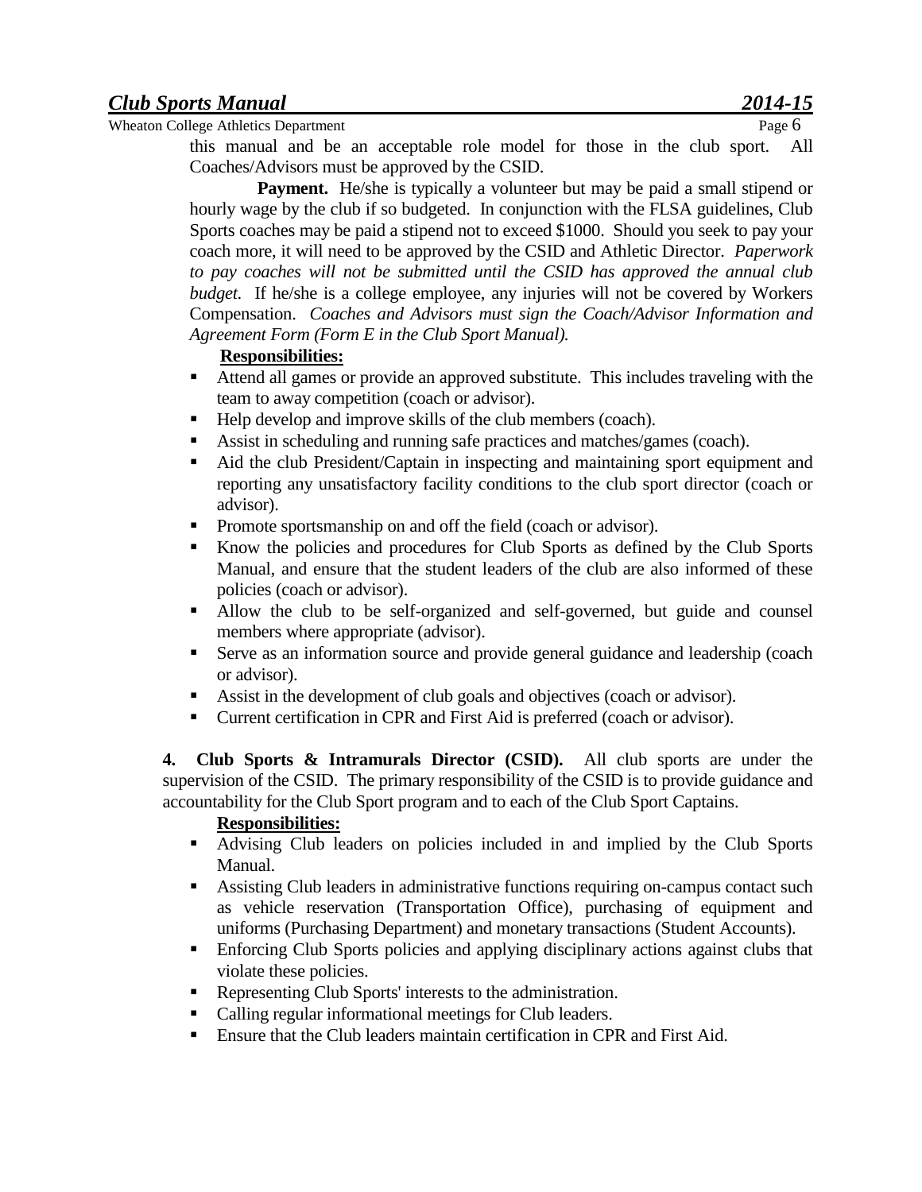this manual and be an acceptable role model for those in the club sport. All Coaches/Advisors must be approved by the CSID.

**Payment.** He/she is typically a volunteer but may be paid a small stipend or hourly wage by the club if so budgeted. In conjunction with the FLSA guidelines, Club Sports coaches may be paid a stipend not to exceed $1000. Should you seek to pay your coach more, it will need to be approved by the CSID and Athletic Director. *Paperwork to pay coaches will not be submitted until the CSID has approved the annual club budget.* If he/she is a college employee, any injuries will not be covered by Workers Compensation. *Coaches and Advisors must sign the Coach/Advisor Information and Agreement Form (Form E in the Club Sport Manual).*

**Responsibilities:**

- Attend all games or provide an approved substitute. This includes traveling with the team to away competition (coach or advisor).
- Help develop and improve skills of the club members (coach).
- Assist in scheduling and running safe practices and matches/games (coach).
- Aid the club President/Captain in inspecting and maintaining sport equipment and reporting any unsatisfactory facility conditions to the club sport director (coach or advisor).
- Promote sportsmanship on and off the field (coach or advisor).
- Know the policies and procedures for Club Sports as defined by the Club Sports Manual, and ensure that the student leaders of the club are also informed of these policies (coach or advisor).
- Allow the club to be self-organized and self-governed, but guide and counsel members where appropriate (advisor).
- Serve as an information source and provide general guidance and leadership (coach or advisor).
- Assist in the development of club goals and objectives (coach or advisor).
- Current certification in CPR and First Aid is preferred (coach or advisor).

**4. Club Sports & Intramurals Director (CSID).** All club sports are under the supervision of the CSID. The primary responsibility of the CSID is to provide guidance and accountability for the Club Sport program and to each of the Club Sport Captains.

**Responsibilities:**

- Advising Club leaders on policies included in and implied by the Club Sports Manual.
- Assisting Club leaders in administrative functions requiring on-campus contact such as vehicle reservation (Transportation Office), purchasing of equipment and uniforms (Purchasing Department) and monetary transactions (Student Accounts).
- Enforcing Club Sports policies and applying disciplinary actions against clubs that violate these policies.
- Representing Club Sports' interests to the administration.
- Calling regular informational meetings for Club leaders.
- Ensure that the Club leaders maintain certification in CPR and First Aid.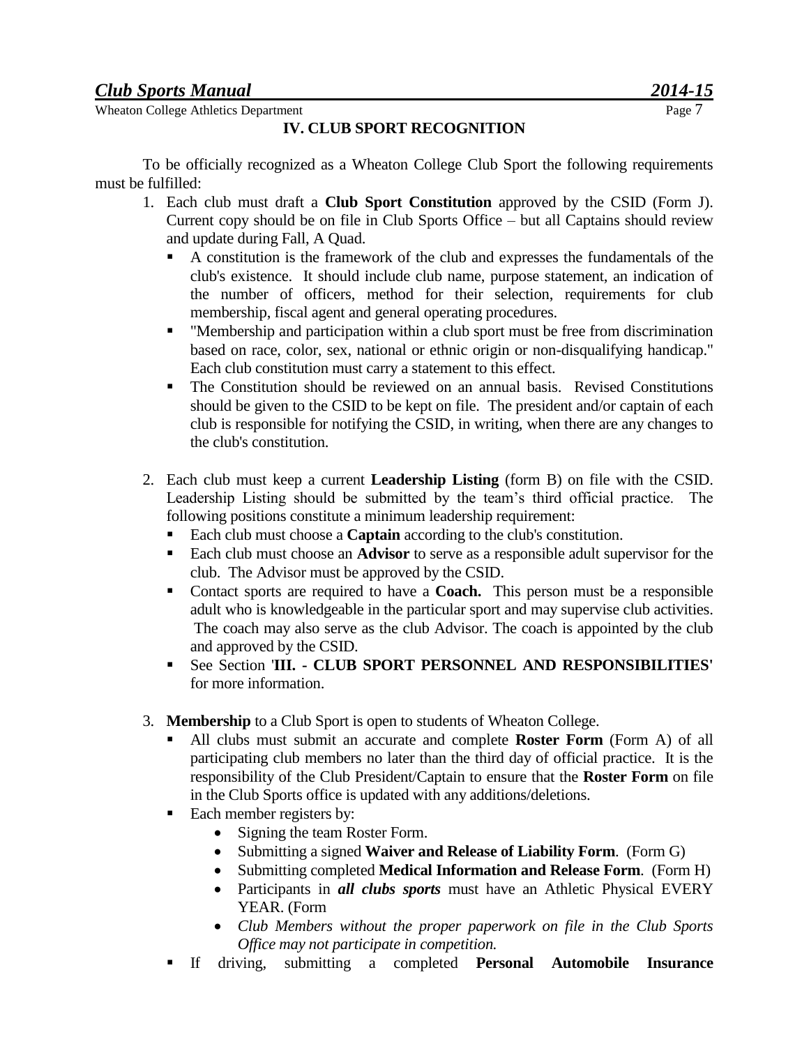## IV. CLUB SPORT RECOGNITION

To be officially recognized as a Wheaton College Club Sport the following requirements must be fulfilled:

1. Each club must draft a **Club Sport Constitution** approved by the CSID (Form J). Current copy should be on file in Club Sports Office – but all Captains should review and update during Fall, A Quad.
   - A constitution is the framework of the club and expresses the fundamentals of the club's existence. It should include club name, purpose statement, an indication of the number of officers, method for their selection, requirements for club membership, fiscal agent and general operating procedures.
   - "Membership and participation within a club sport must be free from discrimination based on race, color, sex, national or ethnic origin or non-disqualifying handicap." Each club constitution must carry a statement to this effect.
   - The Constitution should be reviewed on an annual basis. Revised Constitutions should be given to the CSID to be kept on file. The president and/or captain of each club is responsible for notifying the CSID, in writing, when there are any changes to the club's constitution.

2. Each club must keep a current **Leadership Listing** (form B) on file with the CSID. Leadership Listing should be submitted by the team's third official practice. The following positions constitute a minimum leadership requirement:
   - Each club must choose a **Captain** according to the club's constitution.
   - Each club must choose an **Advisor** to serve as a responsible adult supervisor for the club. The Advisor must be approved by the CSID.
   - Contact sports are required to have a **Coach.** This person must be a responsible adult who is knowledgeable in the particular sport and may supervise club activities. The coach may also serve as the club Advisor. The coach is appointed by the club and approved by the CSID.
   - See Section '**III. - CLUB SPORT PERSONNEL AND RESPONSIBILITIES**' for more information.

3. **Membership** to a Club Sport is open to students of Wheaton College.
   - All clubs must submit an accurate and complete **Roster Form** (Form A) of all participating club members no later than the third day of official practice. It is the responsibility of the Club President/Captain to ensure that the **Roster Form** on file in the Club Sports office is updated with any additions/deletions.
   - Each member registers by:
     - Signing the team Roster Form.
     - Submitting a signed **Waiver and Release of Liability Form**. (Form G)
     - Submitting completed **Medical Information and Release Form**. (Form H)
     - Participants in ***all clubs sports*** must have an Athletic Physical EVERY YEAR. (Form
     - *Club Members without the proper paperwork on file in the Club Sports Office may not participate in competition.*
   - If driving, submitting a completed **Personal Automobile Insurance**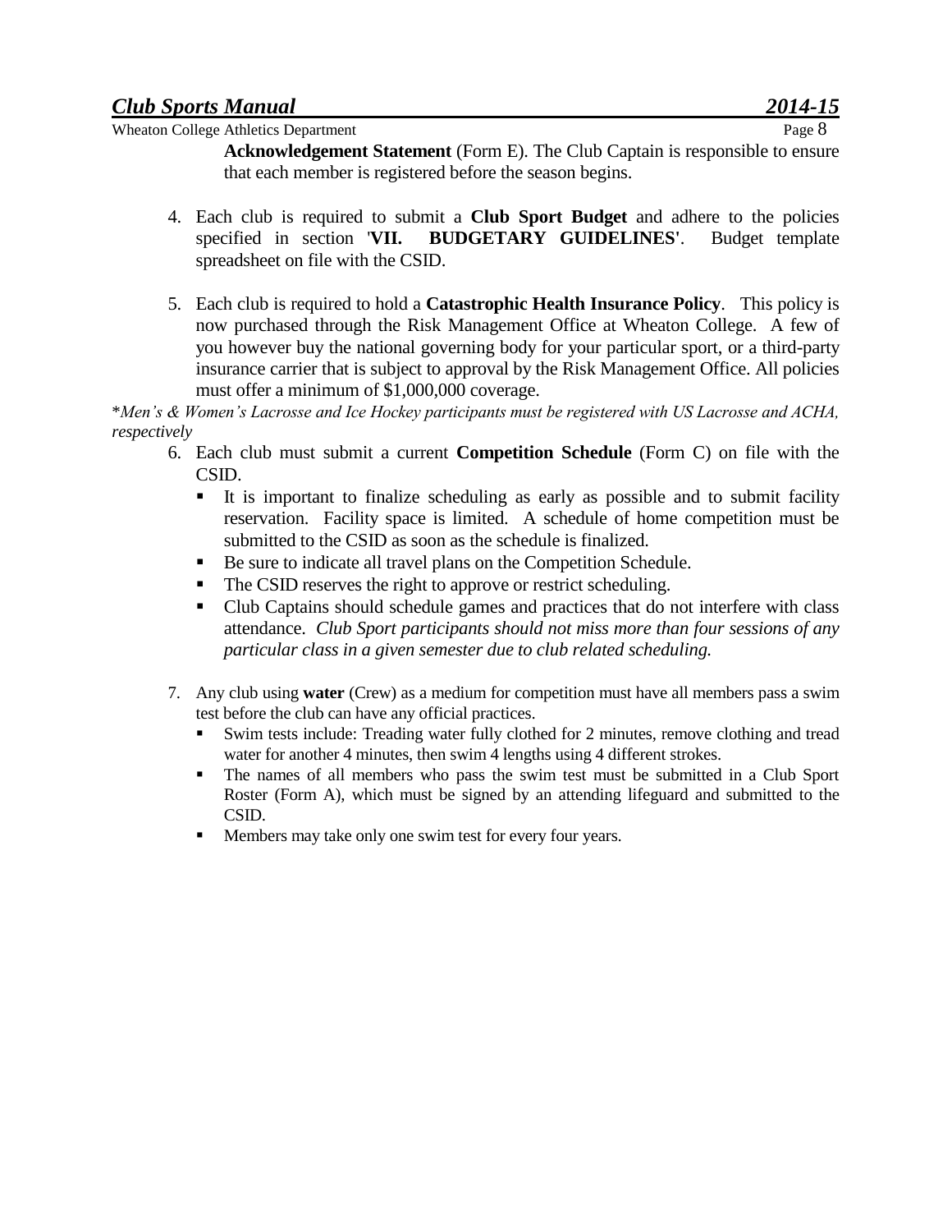**Acknowledgement Statement** (Form E). The Club Captain is responsible to ensure that each member is registered before the season begins.

4. Each club is required to submit a **Club Sport Budget** and adhere to the policies specified in section '**VII. BUDGETARY GUIDELINES**'. Budget template spreadsheet on file with the CSID.

5. Each club is required to hold a **Catastrophic Health Insurance Policy**. This policy is now purchased through the Risk Management Office at Wheaton College. A few of you however buy the national governing body for your particular sport, or a third-party insurance carrier that is subject to approval by the Risk Management Office. All policies must offer a minimum of $1,000,000 coverage.

**Men's & Women's Lacrosse and Ice Hockey participants must be registered with US Lacrosse and ACHA, respectively*

6. Each club must submit a current **Competition Schedule** (Form C) on file with the CSID.
   - It is important to finalize scheduling as early as possible and to submit facility reservation. Facility space is limited. A schedule of home competition must be submitted to the CSID as soon as the schedule is finalized.
   - Be sure to indicate all travel plans on the Competition Schedule.
   - The CSID reserves the right to approve or restrict scheduling.
   - Club Captains should schedule games and practices that do not interfere with class attendance. *Club Sport participants should not miss more than four sessions of any particular class in a given semester due to club related scheduling.*

7. Any club using **water** (Crew) as a medium for competition must have all members pass a swim test before the club can have any official practices.
   - Swim tests include: Treading water fully clothed for 2 minutes, remove clothing and tread water for another 4 minutes, then swim 4 lengths using 4 different strokes.
   - The names of all members who pass the swim test must be submitted in a Club Sport Roster (Form A), which must be signed by an attending lifeguard and submitted to the CSID.
   - Members may take only one swim test for every four years.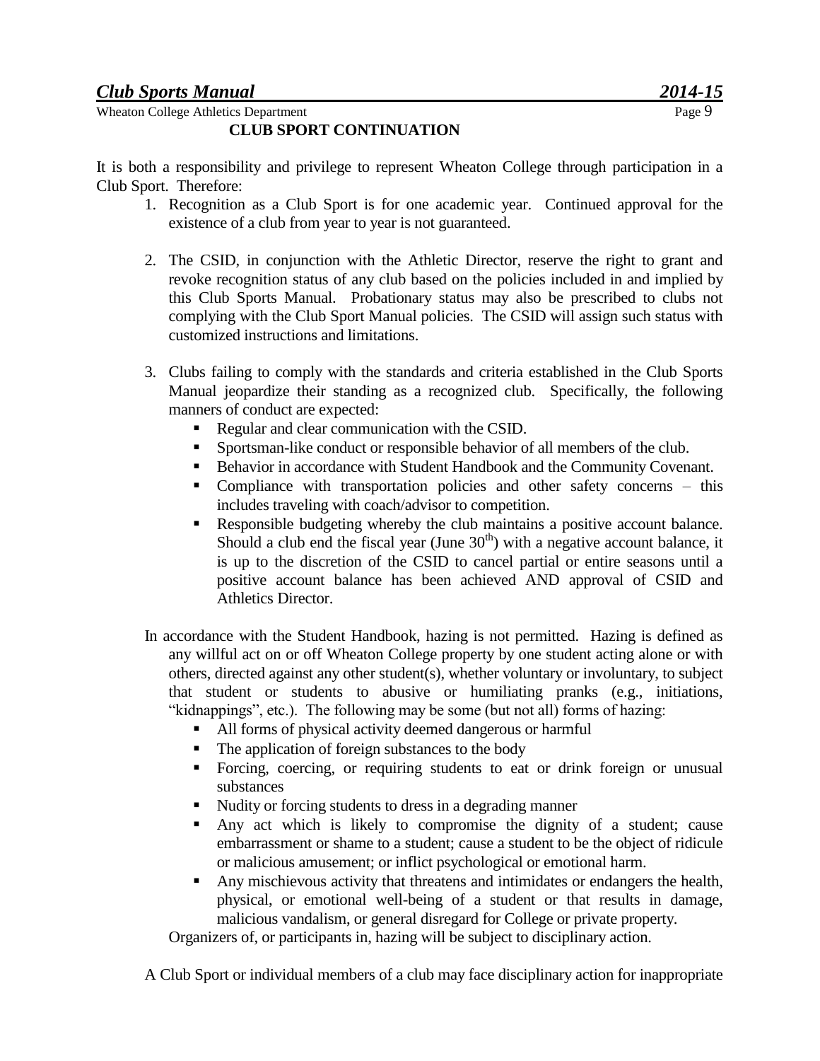## CLUB SPORT CONTINUATION

It is both a responsibility and privilege to represent Wheaton College through participation in a Club Sport. Therefore:

1. Recognition as a Club Sport is for one academic year. Continued approval for the existence of a club from year to year is not guaranteed.

2. The CSID, in conjunction with the Athletic Director, reserve the right to grant and revoke recognition status of any club based on the policies included in and implied by this Club Sports Manual. Probationary status may also be prescribed to clubs not complying with the Club Sport Manual policies. The CSID will assign such status with customized instructions and limitations.

3. Clubs failing to comply with the standards and criteria established in the Club Sports Manual jeopardize their standing as a recognized club. Specifically, the following manners of conduct are expected:
   - Regular and clear communication with the CSID.
   - Sportsman-like conduct or responsible behavior of all members of the club.
   - Behavior in accordance with Student Handbook and the Community Covenant.
   - Compliance with transportation policies and other safety concerns – this includes traveling with coach/advisor to competition.
   - Responsible budgeting whereby the club maintains a positive account balance. Should a club end the fiscal year (June 30th) with a negative account balance, it is up to the discretion of the CSID to cancel partial or entire seasons until a positive account balance has been achieved AND approval of CSID and Athletics Director.

In accordance with the Student Handbook, hazing is not permitted. Hazing is defined as any willful act on or off Wheaton College property by one student acting alone or with others, directed against any other student(s), whether voluntary or involuntary, to subject that student or students to abusive or humiliating pranks (e.g., initiations, "kidnappings", etc.). The following may be some (but not all) forms of hazing:

- All forms of physical activity deemed dangerous or harmful
- The application of foreign substances to the body
- Forcing, coercing, or requiring students to eat or drink foreign or unusual substances
- Nudity or forcing students to dress in a degrading manner
- Any act which is likely to compromise the dignity of a student; cause embarrassment or shame to a student; cause a student to be the object of ridicule or malicious amusement; or inflict psychological or emotional harm.
- Any mischievous activity that threatens and intimidates or endangers the health, physical, or emotional well-being of a student or that results in damage, malicious vandalism, or general disregard for College or private property.

Organizers of, or participants in, hazing will be subject to disciplinary action.

A Club Sport or individual members of a club may face disciplinary action for inappropriate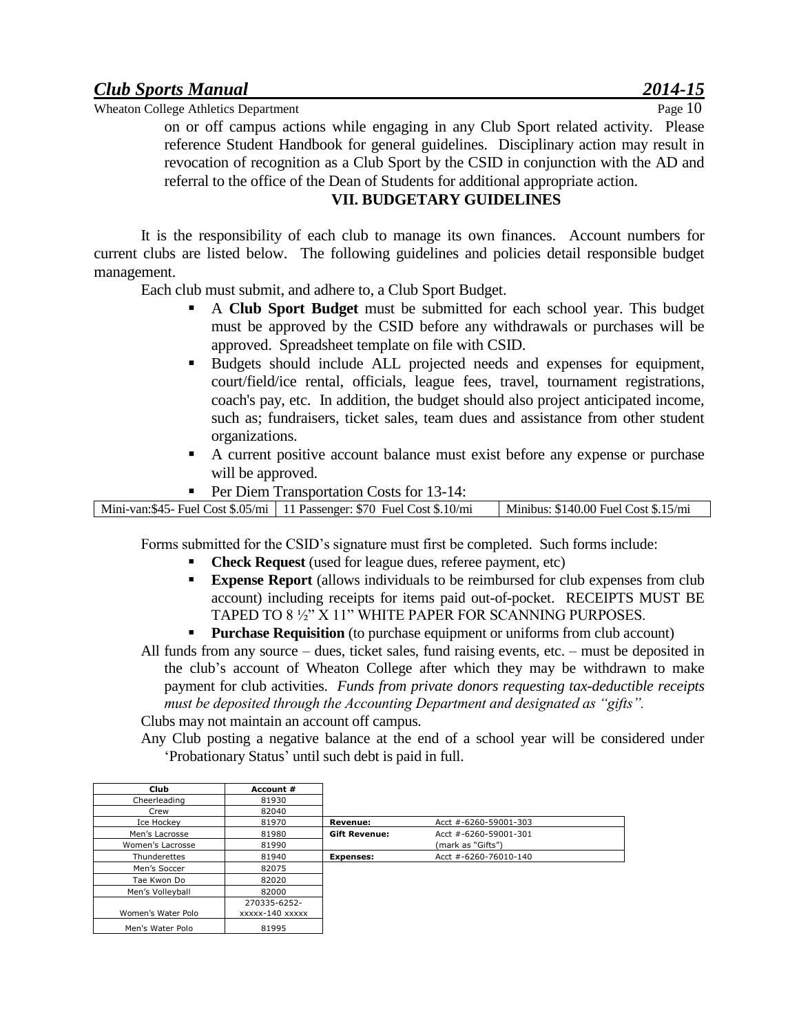on or off campus actions while engaging in any Club Sport related activity. Please reference Student Handbook for general guidelines. Disciplinary action may result in revocation of recognition as a Club Sport by the CSID in conjunction with the AD and referral to the office of the Dean of Students for additional appropriate action.

## VII. BUDGETARY GUIDELINES

It is the responsibility of each club to manage its own finances. Account numbers for current clubs are listed below. The following guidelines and policies detail responsible budget management.

Each club must submit, and adhere to, a Club Sport Budget.

- A **Club Sport Budget** must be submitted for each school year. This budget must be approved by the CSID before any withdrawals or purchases will be approved. Spreadsheet template on file with CSID.
- Budgets should include ALL projected needs and expenses for equipment, court/field/ice rental, officials, league fees, travel, tournament registrations, coach's pay, etc. In addition, the budget should also project anticipated income, such as; fundraisers, ticket sales, team dues and assistance from other student organizations.
- A current positive account balance must exist before any expense or purchase will be approved.
- Per Diem Transportation Costs for 13-14:

| Mini-van:$45- Fuel Cost $.05/mi | 11 Passenger: $70 Fuel Cost $.10/mi | Minibus: $140.00 Fuel Cost $.15/mi |
|---|---|---|

Forms submitted for the CSID's signature must first be completed. Such forms include:

- **Check Request** (used for league dues, referee payment, etc)
- **Expense Report** (allows individuals to be reimbursed for club expenses from club account) including receipts for items paid out-of-pocket. RECEIPTS MUST BE TAPED TO 8 ½" X 11" WHITE PAPER FOR SCANNING PURPOSES.
- **Purchase Requisition** (to purchase equipment or uniforms from club account)

All funds from any source – dues, ticket sales, fund raising events, etc. – must be deposited in the club's account of Wheaton College after which they may be withdrawn to make payment for club activities. *Funds from private donors requesting tax-deductible receipts must be deposited through the Accounting Department and designated as "gifts".*

Clubs may not maintain an account off campus.

Any Club posting a negative balance at the end of a school year will be considered under 'Probationary Status' until such debt is paid in full.

| Club | Account # |
|---|---|
| Cheerleading | 81930 |
| Crew | 82040 |
| Ice Hockey | 81970 |
| Men's Lacrosse | 81980 |
| Women's Lacrosse | 81990 |
| Thunderettes | 81940 |
| Men's Soccer | 82075 |
| Tae Kwon Do | 82020 |
| Men's Volleyball | 82000 |
| Women's Water Polo | 270335-6252-xxxxx-140 xxxxx |
| Men's Water Polo | 81995 |

| | |
|---|---|
| **Revenue:** | Acct #-6260-59001-303 |
| **Gift Revenue:** | Acct #-6260-59001-301 (mark as "Gifts") |
| **Expenses:** | Acct #-6260-76010-140 |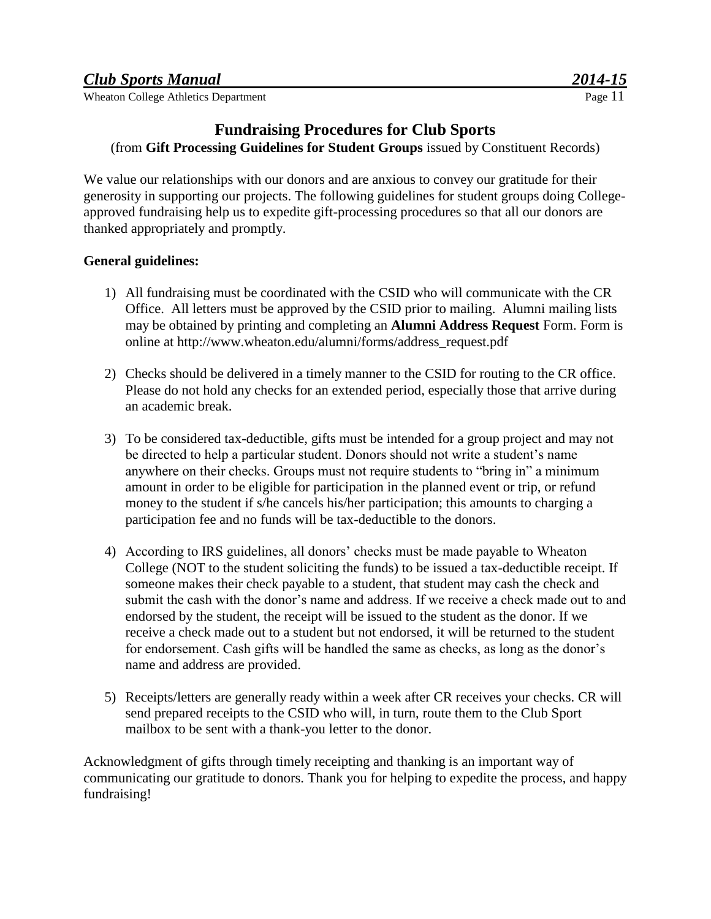## Fundraising Procedures for Club Sports

(from **Gift Processing Guidelines for Student Groups** issued by Constituent Records)

We value our relationships with our donors and are anxious to convey our gratitude for their generosity in supporting our projects. The following guidelines for student groups doing College-approved fundraising help us to expedite gift-processing procedures so that all our donors are thanked appropriately and promptly.

**General guidelines:**

1) All fundraising must be coordinated with the CSID who will communicate with the CR Office. All letters must be approved by the CSID prior to mailing. Alumni mailing lists may be obtained by printing and completing an **Alumni Address Request** Form. Form is online at http://www.wheaton.edu/alumni/forms/address_request.pdf

2) Checks should be delivered in a timely manner to the CSID for routing to the CR office. Please do not hold any checks for an extended period, especially those that arrive during an academic break.

3) To be considered tax-deductible, gifts must be intended for a group project and may not be directed to help a particular student. Donors should not write a student's name anywhere on their checks. Groups must not require students to "bring in" a minimum amount in order to be eligible for participation in the planned event or trip, or refund money to the student if s/he cancels his/her participation; this amounts to charging a participation fee and no funds will be tax-deductible to the donors.

4) According to IRS guidelines, all donors' checks must be made payable to Wheaton College (NOT to the student soliciting the funds) to be issued a tax-deductible receipt. If someone makes their check payable to a student, that student may cash the check and submit the cash with the donor's name and address. If we receive a check made out to and endorsed by the student, the receipt will be issued to the student as the donor. If we receive a check made out to a student but not endorsed, it will be returned to the student for endorsement. Cash gifts will be handled the same as checks, as long as the donor's name and address are provided.

5) Receipts/letters are generally ready within a week after CR receives your checks. CR will send prepared receipts to the CSID who will, in turn, route them to the Club Sport mailbox to be sent with a thank-you letter to the donor.

Acknowledgment of gifts through timely receipting and thanking is an important way of communicating our gratitude to donors. Thank you for helping to expedite the process, and happy fundraising!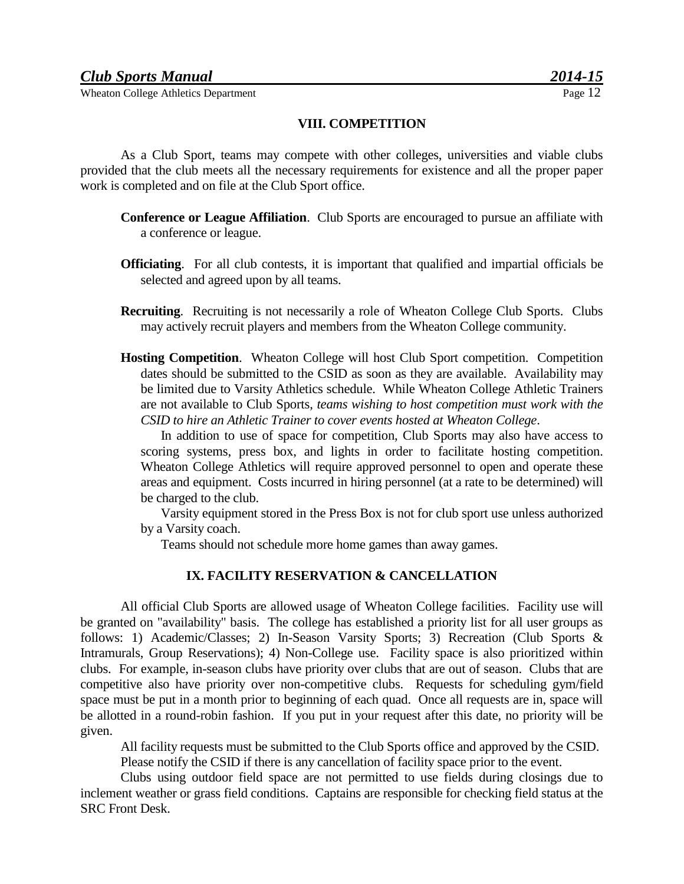## VIII. COMPETITION

As a Club Sport, teams may compete with other colleges, universities and viable clubs provided that the club meets all the necessary requirements for existence and all the proper paper work is completed and on file at the Club Sport office.

**Conference or League Affiliation**. Club Sports are encouraged to pursue an affiliate with a conference or league.

**Officiating**. For all club contests, it is important that qualified and impartial officials be selected and agreed upon by all teams.

**Recruiting**. Recruiting is not necessarily a role of Wheaton College Club Sports. Clubs may actively recruit players and members from the Wheaton College community.

**Hosting Competition**. Wheaton College will host Club Sport competition. Competition dates should be submitted to the CSID as soon as they are available. Availability may be limited due to Varsity Athletics schedule. While Wheaton College Athletic Trainers are not available to Club Sports, *teams wishing to host competition must work with the CSID to hire an Athletic Trainer to cover events hosted at Wheaton College*.

In addition to use of space for competition, Club Sports may also have access to scoring systems, press box, and lights in order to facilitate hosting competition. Wheaton College Athletics will require approved personnel to open and operate these areas and equipment. Costs incurred in hiring personnel (at a rate to be determined) will be charged to the club.

Varsity equipment stored in the Press Box is not for club sport use unless authorized by a Varsity coach.

Teams should not schedule more home games than away games.

## IX. FACILITY RESERVATION & CANCELLATION

All official Club Sports are allowed usage of Wheaton College facilities. Facility use will be granted on "availability" basis. The college has established a priority list for all user groups as follows: 1) Academic/Classes; 2) In-Season Varsity Sports; 3) Recreation (Club Sports & Intramurals, Group Reservations); 4) Non-College use. Facility space is also prioritized within clubs. For example, in-season clubs have priority over clubs that are out of season. Clubs that are competitive also have priority over non-competitive clubs. Requests for scheduling gym/field space must be put in a month prior to beginning of each quad. Once all requests are in, space will be allotted in a round-robin fashion. If you put in your request after this date, no priority will be given.

All facility requests must be submitted to the Club Sports office and approved by the CSID.

Please notify the CSID if there is any cancellation of facility space prior to the event.

Clubs using outdoor field space are not permitted to use fields during closings due to inclement weather or grass field conditions. Captains are responsible for checking field status at the SRC Front Desk.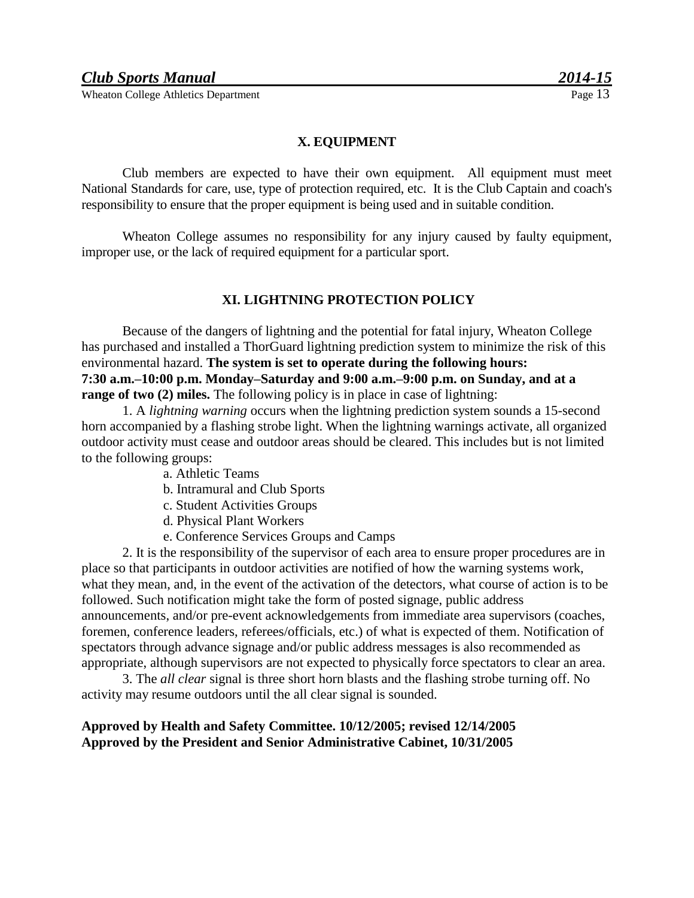## X. EQUIPMENT

Club members are expected to have their own equipment. All equipment must meet National Standards for care, use, type of protection required, etc. It is the Club Captain and coach's responsibility to ensure that the proper equipment is being used and in suitable condition.

Wheaton College assumes no responsibility for any injury caused by faulty equipment, improper use, or the lack of required equipment for a particular sport.

## XI. LIGHTNING PROTECTION POLICY

Because of the dangers of lightning and the potential for fatal injury, Wheaton College has purchased and installed a ThorGuard lightning prediction system to minimize the risk of this environmental hazard. **The system is set to operate during the following hours: 7:30 a.m.–10:00 p.m. Monday–Saturday and 9:00 a.m.–9:00 p.m. on Sunday, and at a range of two (2) miles.** The following policy is in place in case of lightning:

1. A *lightning warning* occurs when the lightning prediction system sounds a 15-second horn accompanied by a flashing strobe light. When the lightning warnings activate, all organized outdoor activity must cease and outdoor areas should be cleared. This includes but is not limited to the following groups:
   - a. Athletic Teams
   - b. Intramural and Club Sports
   - c. Student Activities Groups
   - d. Physical Plant Workers
   - e. Conference Services Groups and Camps
2. It is the responsibility of the supervisor of each area to ensure proper procedures are in place so that participants in outdoor activities are notified of how the warning systems work, what they mean, and, in the event of the activation of the detectors, what course of action is to be followed. Such notification might take the form of posted signage, public address announcements, and/or pre-event acknowledgements from immediate area supervisors (coaches, foremen, conference leaders, referees/officials, etc.) of what is expected of them. Notification of spectators through advance signage and/or public address messages is also recommended as appropriate, although supervisors are not expected to physically force spectators to clear an area.
3. The *all clear* signal is three short horn blasts and the flashing strobe turning off. No activity may resume outdoors until the all clear signal is sounded.

**Approved by Health and Safety Committee. 10/12/2005; revised 12/14/2005**
**Approved by the President and Senior Administrative Cabinet, 10/31/2005**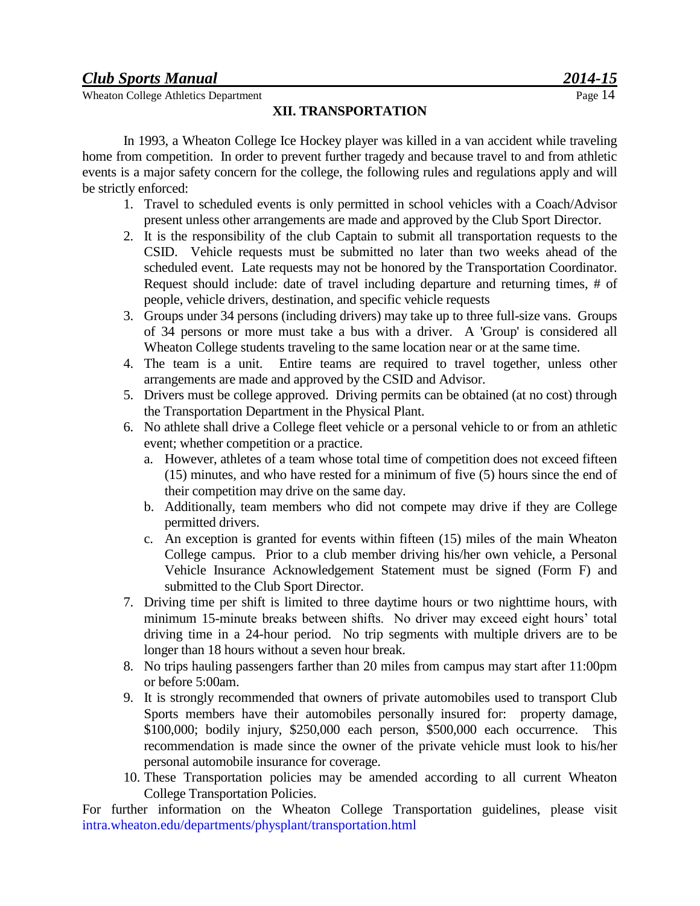## XII. TRANSPORTATION

In 1993, a Wheaton College Ice Hockey player was killed in a van accident while traveling home from competition. In order to prevent further tragedy and because travel to and from athletic events is a major safety concern for the college, the following rules and regulations apply and will be strictly enforced:

1. Travel to scheduled events is only permitted in school vehicles with a Coach/Advisor present unless other arrangements are made and approved by the Club Sport Director.
2. It is the responsibility of the club Captain to submit all transportation requests to the CSID. Vehicle requests must be submitted no later than two weeks ahead of the scheduled event. Late requests may not be honored by the Transportation Coordinator. Request should include: date of travel including departure and returning times, # of people, vehicle drivers, destination, and specific vehicle requests
3. Groups under 34 persons (including drivers) may take up to three full-size vans. Groups of 34 persons or more must take a bus with a driver. A 'Group' is considered all Wheaton College students traveling to the same location near or at the same time.
4. The team is a unit. Entire teams are required to travel together, unless other arrangements are made and approved by the CSID and Advisor.
5. Drivers must be college approved. Driving permits can be obtained (at no cost) through the Transportation Department in the Physical Plant.
6. No athlete shall drive a College fleet vehicle or a personal vehicle to or from an athletic event; whether competition or a practice.
   a. However, athletes of a team whose total time of competition does not exceed fifteen (15) minutes, and who have rested for a minimum of five (5) hours since the end of their competition may drive on the same day.
   b. Additionally, team members who did not compete may drive if they are College permitted drivers.
   c. An exception is granted for events within fifteen (15) miles of the main Wheaton College campus. Prior to a club member driving his/her own vehicle, a Personal Vehicle Insurance Acknowledgement Statement must be signed (Form F) and submitted to the Club Sport Director.
7. Driving time per shift is limited to three daytime hours or two nighttime hours, with minimum 15-minute breaks between shifts. No driver may exceed eight hours' total driving time in a 24-hour period. No trip segments with multiple drivers are to be longer than 18 hours without a seven hour break.
8. No trips hauling passengers farther than 20 miles from campus may start after 11:00pm or before 5:00am.
9. It is strongly recommended that owners of private automobiles used to transport Club Sports members have their automobiles personally insured for: property damage, $100,000; bodily injury, $250,000 each person, $500,000 each occurrence. This recommendation is made since the owner of the private vehicle must look to his/her personal automobile insurance for coverage.
10. These Transportation policies may be amended according to all current Wheaton College Transportation Policies.

For further information on the Wheaton College Transportation guidelines, please visit intra.wheaton.edu/departments/physplant/transportation.html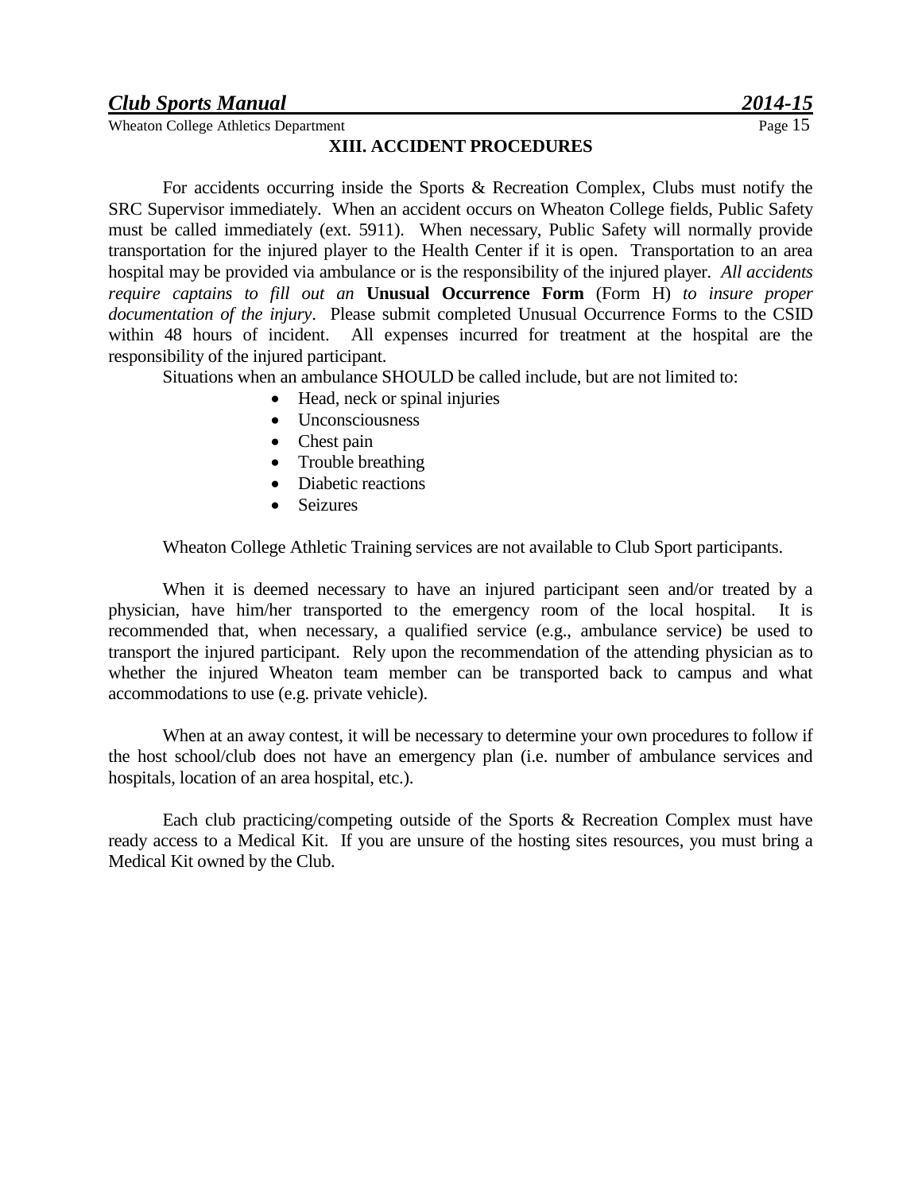## XIII. ACCIDENT PROCEDURES

For accidents occurring inside the Sports & Recreation Complex, Clubs must notify the SRC Supervisor immediately. When an accident occurs on Wheaton College fields, Public Safety must be called immediately (ext. 5911). When necessary, Public Safety will normally provide transportation for the injured player to the Health Center if it is open. Transportation to an area hospital may be provided via ambulance or is the responsibility of the injured player. *All accidents require captains to fill out an* **Unusual Occurrence Form** (Form H) *to insure proper documentation of the injury*. Please submit completed Unusual Occurrence Forms to the CSID within 48 hours of incident. All expenses incurred for treatment at the hospital are the responsibility of the injured participant.

Situations when an ambulance SHOULD be called include, but are not limited to:

- Head, neck or spinal injuries
- Unconsciousness
- Chest pain
- Trouble breathing
- Diabetic reactions
- Seizures

Wheaton College Athletic Training services are not available to Club Sport participants.

When it is deemed necessary to have an injured participant seen and/or treated by a physician, have him/her transported to the emergency room of the local hospital. It is recommended that, when necessary, a qualified service (e.g., ambulance service) be used to transport the injured participant. Rely upon the recommendation of the attending physician as to whether the injured Wheaton team member can be transported back to campus and what accommodations to use (e.g. private vehicle).

When at an away contest, it will be necessary to determine your own procedures to follow if the host school/club does not have an emergency plan (i.e. number of ambulance services and hospitals, location of an area hospital, etc.).

Each club practicing/competing outside of the Sports & Recreation Complex must have ready access to a Medical Kit. If you are unsure of the hosting sites resources, you must bring a Medical Kit owned by the Club.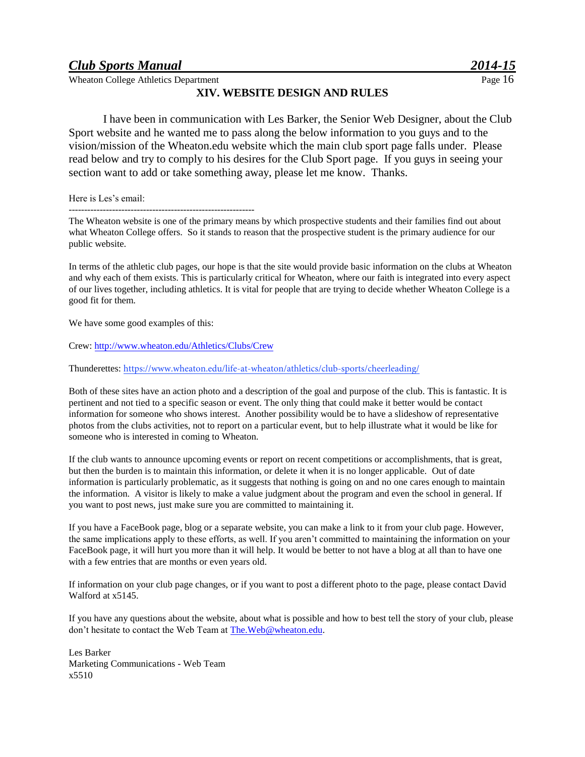## XIV. WEBSITE DESIGN AND RULES

I have been in communication with Les Barker, the Senior Web Designer, about the Club Sport website and he wanted me to pass along the below information to you guys and to the vision/mission of the Wheaton.edu website which the main club sport page falls under. Please read below and try to comply to his desires for the Club Sport page. If you guys in seeing your section want to add or take something away, please let me know. Thanks.

Here is Les's email:

------------------------------------------------------------

The Wheaton website is one of the primary means by which prospective students and their families find out about what Wheaton College offers. So it stands to reason that the prospective student is the primary audience for our public website.

In terms of the athletic club pages, our hope is that the site would provide basic information on the clubs at Wheaton and why each of them exists. This is particularly critical for Wheaton, where our faith is integrated into every aspect of our lives together, including athletics. It is vital for people that are trying to decide whether Wheaton College is a good fit for them.

We have some good examples of this:

Crew: http://www.wheaton.edu/Athletics/Clubs/Crew

Thunderettes: https://www.wheaton.edu/life-at-wheaton/athletics/club-sports/cheerleading/

Both of these sites have an action photo and a description of the goal and purpose of the club. This is fantastic. It is pertinent and not tied to a specific season or event. The only thing that could make it better would be contact information for someone who shows interest. Another possibility would be to have a slideshow of representative photos from the clubs activities, not to report on a particular event, but to help illustrate what it would be like for someone who is interested in coming to Wheaton.

If the club wants to announce upcoming events or report on recent competitions or accomplishments, that is great, but then the burden is to maintain this information, or delete it when it is no longer applicable. Out of date information is particularly problematic, as it suggests that nothing is going on and no one cares enough to maintain the information. A visitor is likely to make a value judgment about the program and even the school in general. If you want to post news, just make sure you are committed to maintaining it.

If you have a FaceBook page, blog or a separate website, you can make a link to it from your club page. However, the same implications apply to these efforts, as well. If you aren't committed to maintaining the information on your FaceBook page, it will hurt you more than it will help. It would be better to not have a blog at all than to have one with a few entries that are months or even years old.

If information on your club page changes, or if you want to post a different photo to the page, please contact David Walford at x5145.

If you have any questions about the website, about what is possible and how to best tell the story of your club, please don't hesitate to contact the Web Team at The.Web@wheaton.edu.

Les Barker
Marketing Communications - Web Team
x5510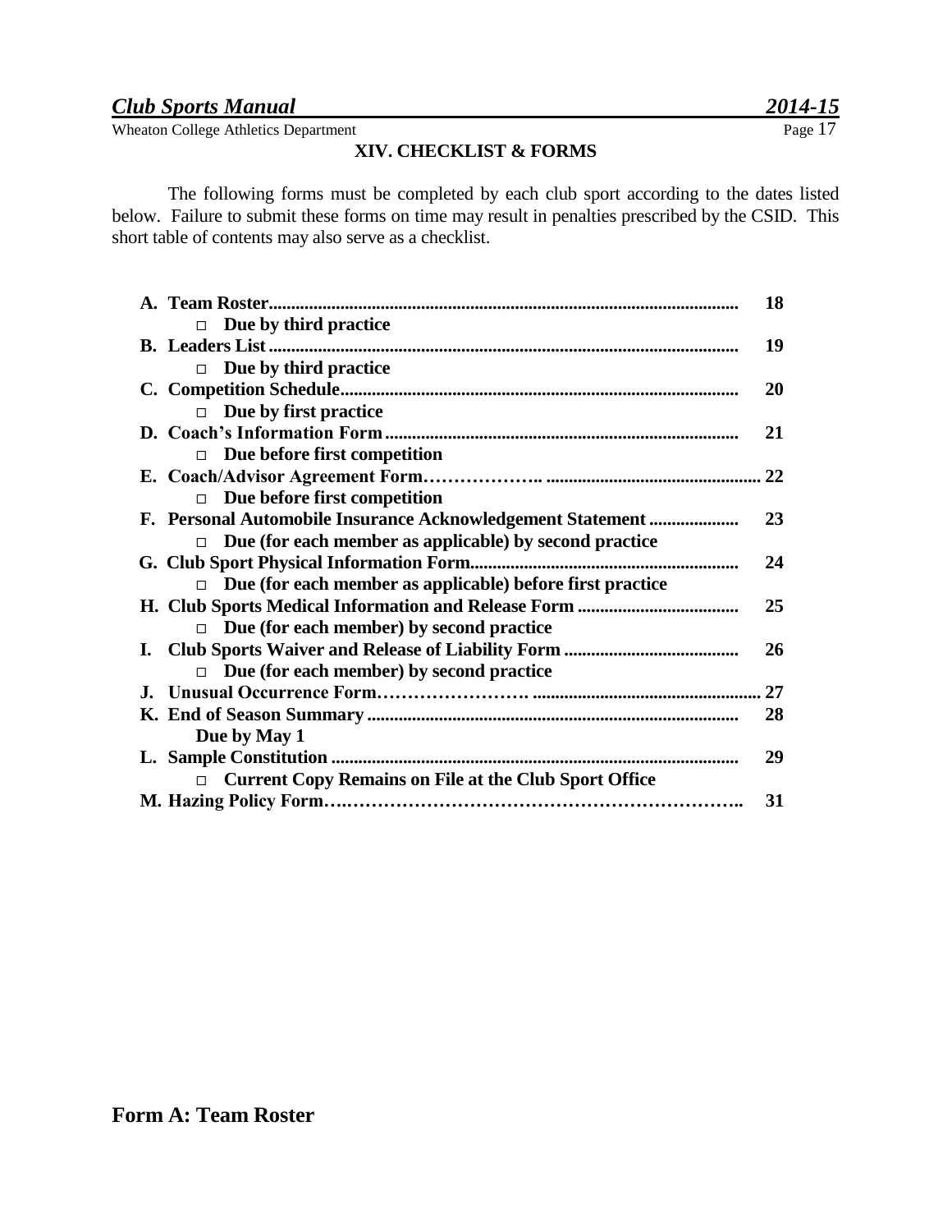## XIV. CHECKLIST & FORMS

The following forms must be completed by each club sport according to the dates listed below. Failure to submit these forms on time may result in penalties prescribed by the CSID. This short table of contents may also serve as a checklist.

| | |
|---|---|
| **A. Team Roster** | **18** |
| □ **Due by third practice** | |
| **B. Leaders List** | **19** |
| □ **Due by third practice** | |
| **C. Competition Schedule** | **20** |
| □ **Due by first practice** | |
| **D. Coach's Information Form** | **21** |
| □ **Due before first competition** | |
| **E. Coach/Advisor Agreement Form** | **22** |
| □ **Due before first competition** | |
| **F. Personal Automobile Insurance Acknowledgement Statement** | **23** |
| □ **Due (for each member as applicable) by second practice** | |
| **G. Club Sport Physical Information Form** | **24** |
| □ **Due (for each member as applicable) before first practice** | |
| **H. Club Sports Medical Information and Release Form** | **25** |
| □ **Due (for each member) by second practice** | |
| **I. Club Sports Waiver and Release of Liability Form** | **26** |
| □ **Due (for each member) by second practice** | |
| **J. Unusual Occurrence Form** | **27** |
| **K. End of Season Summary** | **28** |
| **Due by May 1** | |
| **L. Sample Constitution** | **29** |
| □ **Current Copy Remains on File at the Club Sport Office** | |
| **M. Hazing Policy Form** | **31** |

## Form A: Team Roster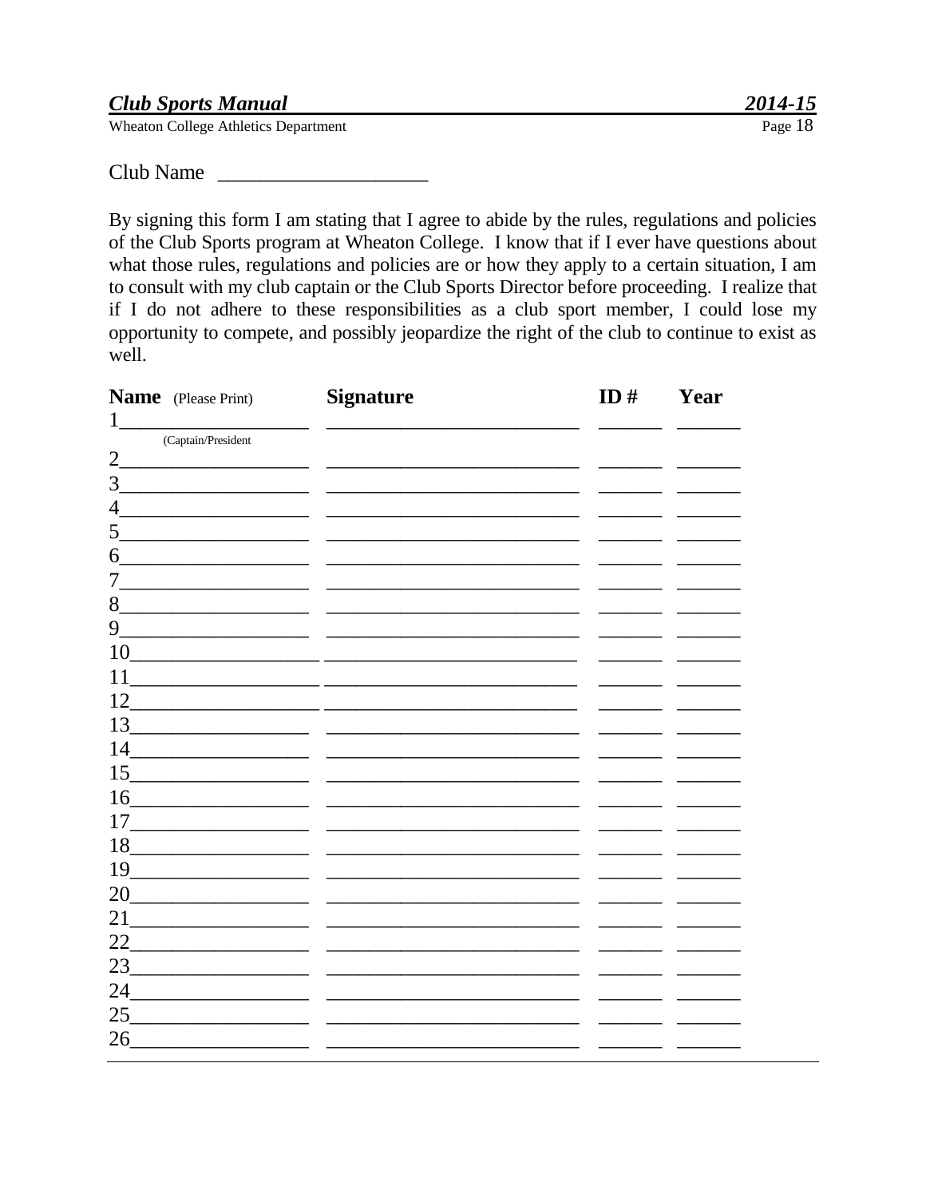Club Name ____________________

By signing this form I am stating that I agree to abide by the rules, regulations and policies of the Club Sports program at Wheaton College. I know that if I ever have questions about what those rules, regulations and policies are or how they apply to a certain situation, I am to consult with my club captain or the Club Sports Director before proceeding. I realize that if I do not adhere to these responsibilities as a club sport member, I could lose my opportunity to compete, and possibly jeopardize the right of the club to continue to exist as well.

| **Name** (Please Print) | **Signature** | **ID #** | **Year** |
|---|---|---|---|
| 1 (Captain/President | | | |
| 2 | | | |
| 3 | | | |
| 4 | | | |
| 5 | | | |
| 6 | | | |
| 7 | | | |
| 8 | | | |
| 9 | | | |
| 10 | | | |
| 11 | | | |
| 12 | | | |
| 13 | | | |
| 14 | | | |
| 15 | | | |
| 16 | | | |
| 17 | | | |
| 18 | | | |
| 19 | | | |
| 20 | | | |
| 21 | | | |
| 22 | | | |
| 23 | | | |
| 24 | | | |
| 25 | | | |
| 26 | | | |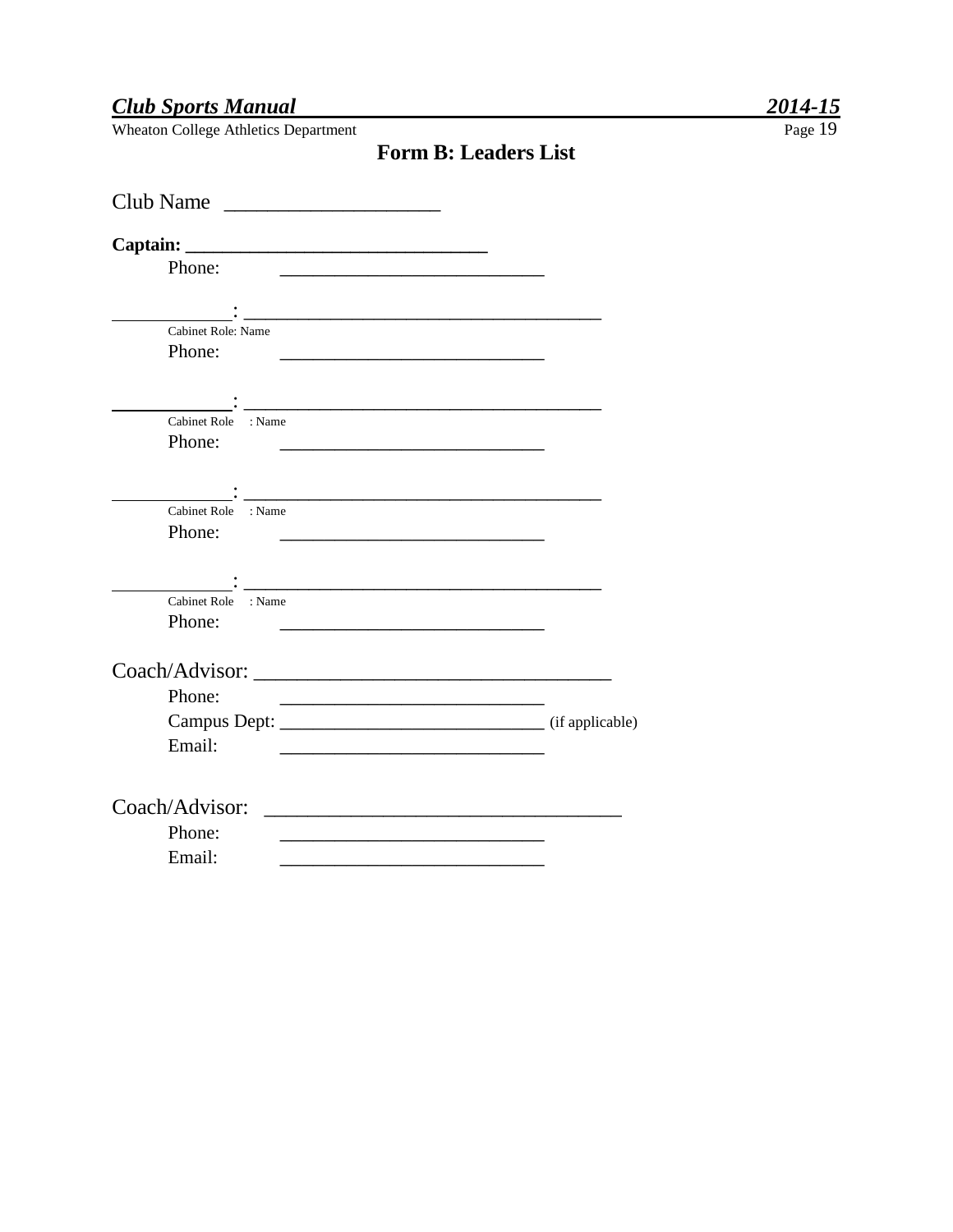# Form B: Leaders List

Club Name ____________________

**Captain: ________________________________**

Phone: ____________________________

____________: ______________________________________

Cabinet Role: Name

Phone: ____________________________

____________: ______________________________________

Cabinet Role : Name

Phone: ____________________________

____________: ______________________________________

Cabinet Role : Name

Phone: ____________________________

____________: ______________________________________

Cabinet Role : Name

Phone: ____________________________

Coach/Advisor: __________________________________

Phone: ____________________________

Campus Dept: ____________________________ (if applicable)

Email: ____________________________

Coach/Advisor: __________________________________

Phone: ____________________________

Email: ____________________________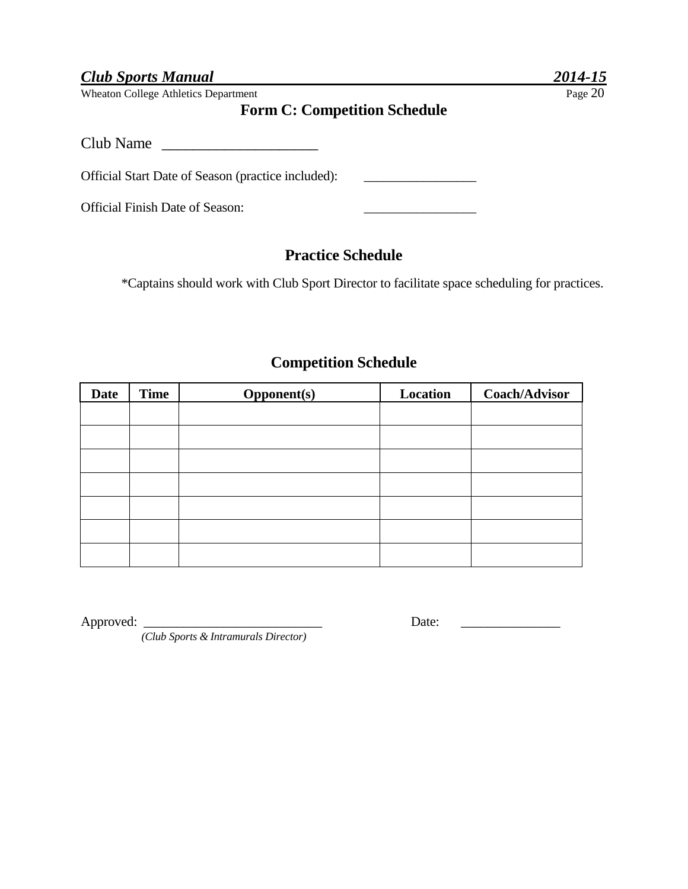# Form C: Competition Schedule

Club Name _____________________

Official Start Date of Season (practice included): _________________

Official Finish Date of Season: _________________

## Practice Schedule

*Captains should work with Club Sport Director to facilitate space scheduling for practices.

## Competition Schedule

| Date | Time | Opponent(s) | Location | Coach/Advisor |
|---|---|---|---|---|
| | | | | |
| | | | | |
| | | | | |
| | | | | |
| | | | | |
| | | | | |
| | | | | |

Approved: ___________________________ Date: _______________
*(Club Sports & Intramurals Director)*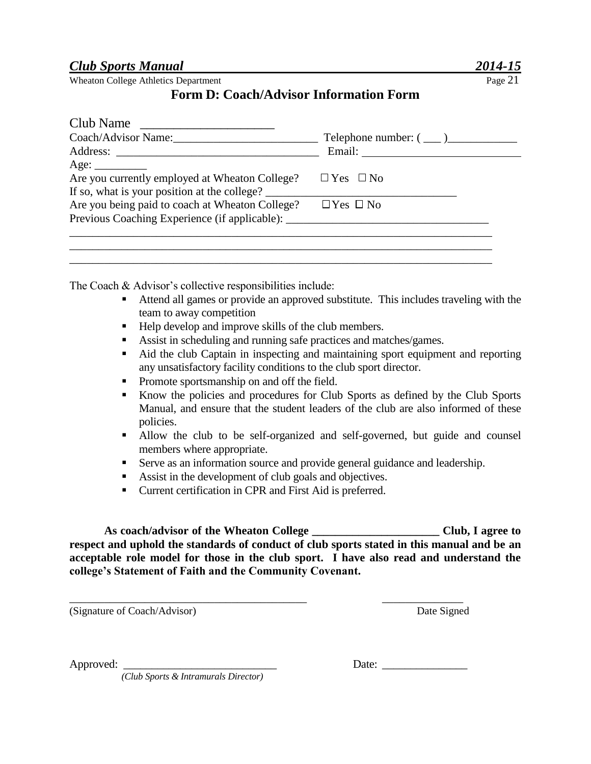## Form D: Coach/Advisor Information Form

Club Name ____________________

Coach/Advisor Name:________________________ Telephone number: ( ___ )___________

Address: _________________________________ Email: __________________________

Age: _________

Are you currently employed at Wheaton College? ☐ Yes ☐ No

If so, what is your position at the college? ________________________________

Are you being paid to coach at Wheaton College? ☐ Yes ☐ No

Previous Coaching Experience (if applicable): __________________________________

__________________________________________________________________________

__________________________________________________________________________

__________________________________________________________________________

The Coach & Advisor's collective responsibilities include:

- Attend all games or provide an approved substitute. This includes traveling with the team to away competition
- Help develop and improve skills of the club members.
- Assist in scheduling and running safe practices and matches/games.
- Aid the club Captain in inspecting and maintaining sport equipment and reporting any unsatisfactory facility conditions to the club sport director.
- Promote sportsmanship on and off the field.
- Know the policies and procedures for Club Sports as defined by the Club Sports Manual, and ensure that the student leaders of the club are also informed of these policies.
- Allow the club to be self-organized and self-governed, but guide and counsel members where appropriate.
- Serve as an information source and provide general guidance and leadership.
- Assist in the development of club goals and objectives.
- Current certification in CPR and First Aid is preferred.

**As coach/advisor of the Wheaton College ______________________ Club, I agree to respect and uphold the standards of conduct of club sports stated in this manual and be an acceptable role model for those in the club sport. I have also read and understand the college's Statement of Faith and the Community Covenant.**

__________________________________________ ______________

(Signature of Coach/Advisor) Date Signed

Approved: __________________________ Date: _______________

*(Club Sports & Intramurals Director)*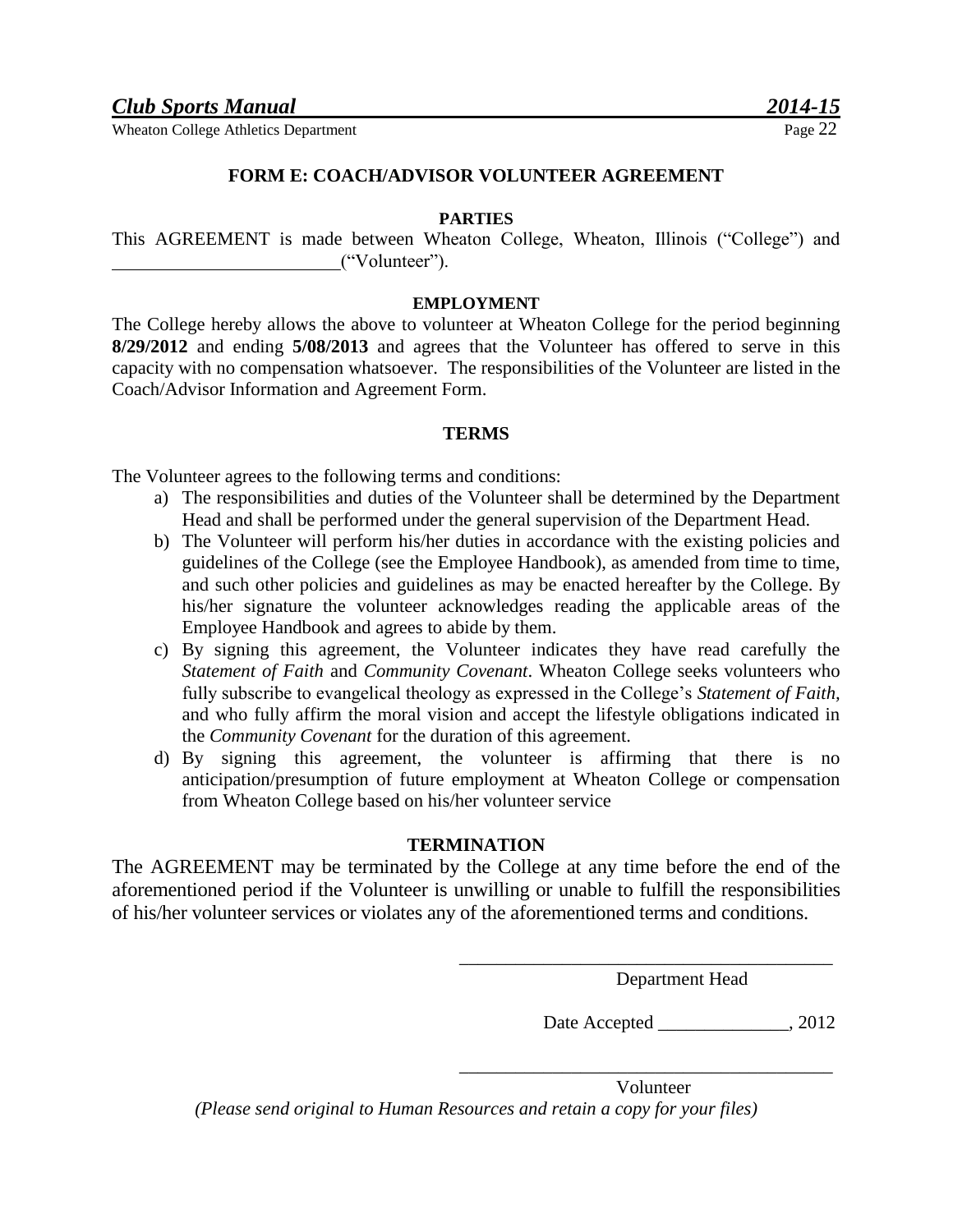## FORM E: COACH/ADVISOR VOLUNTEER AGREEMENT

### PARTIES

This AGREEMENT is made between Wheaton College, Wheaton, Illinois ("College") and ________________________("Volunteer").

### EMPLOYMENT

The College hereby allows the above to volunteer at Wheaton College for the period beginning **8/29/2012** and ending **5/08/2013** and agrees that the Volunteer has offered to serve in this capacity with no compensation whatsoever. The responsibilities of the Volunteer are listed in the Coach/Advisor Information and Agreement Form.

### TERMS

The Volunteer agrees to the following terms and conditions:

a) The responsibilities and duties of the Volunteer shall be determined by the Department Head and shall be performed under the general supervision of the Department Head.
b) The Volunteer will perform his/her duties in accordance with the existing policies and guidelines of the College (see the Employee Handbook), as amended from time to time, and such other policies and guidelines as may be enacted hereafter by the College. By his/her signature the volunteer acknowledges reading the applicable areas of the Employee Handbook and agrees to abide by them.
c) By signing this agreement, the Volunteer indicates they have read carefully the *Statement of Faith* and *Community Covenant*. Wheaton College seeks volunteers who fully subscribe to evangelical theology as expressed in the College's *Statement of Faith*, and who fully affirm the moral vision and accept the lifestyle obligations indicated in the *Community Covenant* for the duration of this agreement.
d) By signing this agreement, the volunteer is affirming that there is no anticipation/presumption of future employment at Wheaton College or compensation from Wheaton College based on his/her volunteer service

### TERMINATION

The AGREEMENT may be terminated by the College at any time before the end of the aforementioned period if the Volunteer is unwilling or unable to fulfill the responsibilities of his/her volunteer services or violates any of the aforementioned terms and conditions.

________________________________________
Department Head

Date Accepted ______________, 2012

________________________________________
Volunteer

*(Please send original to Human Resources and retain a copy for your files)*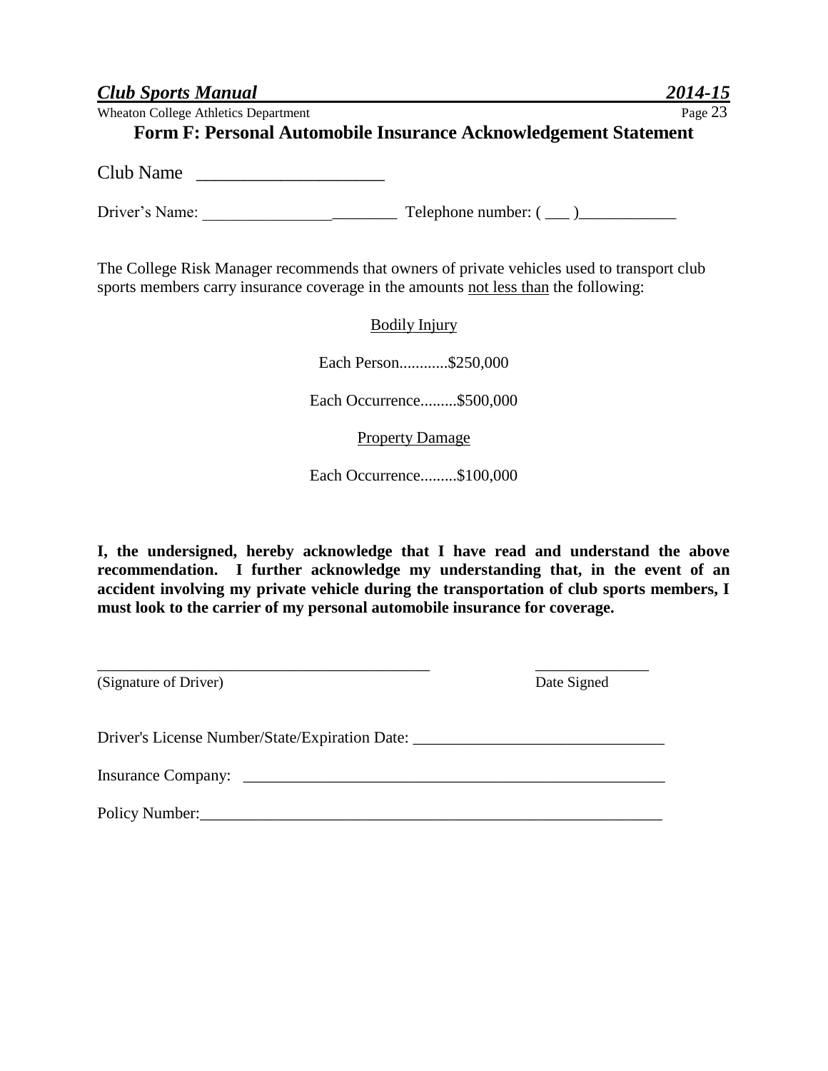## Form F: Personal Automobile Insurance Acknowledgement Statement

Club Name ____________________

Driver's Name: ________________________ Telephone number: ( ___ )____________

The College Risk Manager recommends that owners of private vehicles used to transport club sports members carry insurance coverage in the amounts <u>not less than</u> the following:

<u>Bodily Injury</u>

Each Person............$250,000

Each Occurrence.........$500,000

<u>Property Damage</u>

Each Occurrence.........$100,000

**I, the undersigned, hereby acknowledge that I have read and understand the above recommendation. I further acknowledge my understanding that, in the event of an accident involving my private vehicle during the transportation of club sports members, I must look to the carrier of my personal automobile insurance for coverage.**

___________________________________________ ______________

(Signature of Driver) Date Signed

Driver's License Number/State/Expiration Date: _______________________________

Insurance Company: _______________________________________________________

Policy Number:___________________________________________________________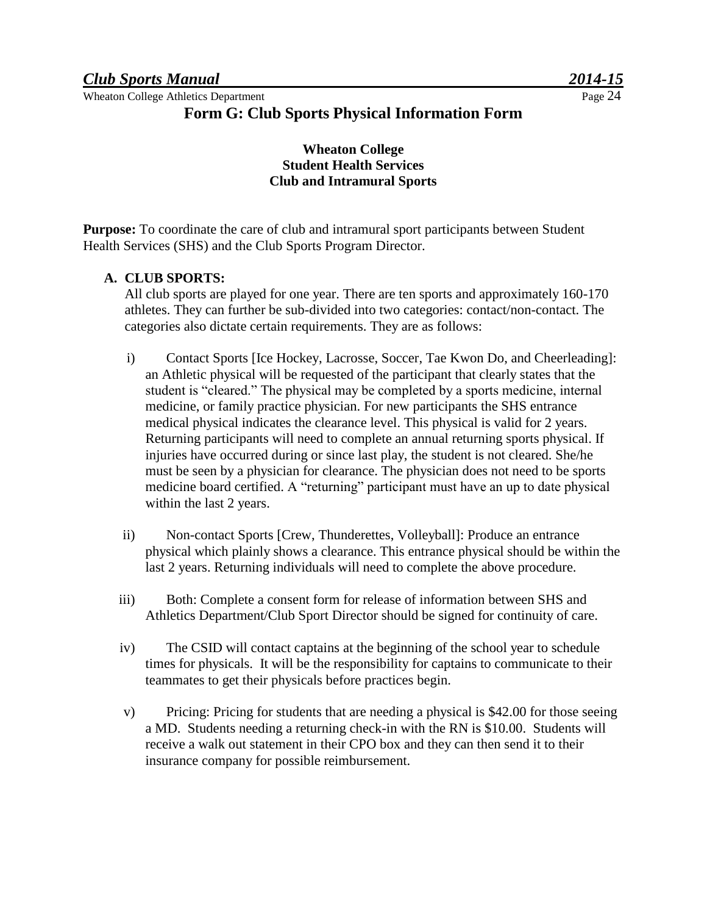# Form G: Club Sports Physical Information Form

**Wheaton College**
**Student Health Services**
**Club and Intramural Sports**

**Purpose:** To coordinate the care of club and intramural sport participants between Student Health Services (SHS) and the Club Sports Program Director.

**A. CLUB SPORTS:**

All club sports are played for one year. There are ten sports and approximately 160-170 athletes. They can further be sub-divided into two categories: contact/non-contact. The categories also dictate certain requirements. They are as follows:

i) Contact Sports [Ice Hockey, Lacrosse, Soccer, Tae Kwon Do, and Cheerleading]: an Athletic physical will be requested of the participant that clearly states that the student is "cleared." The physical may be completed by a sports medicine, internal medicine, or family practice physician. For new participants the SHS entrance medical physical indicates the clearance level. This physical is valid for 2 years. Returning participants will need to complete an annual returning sports physical. If injuries have occurred during or since last play, the student is not cleared. She/he must be seen by a physician for clearance. The physician does not need to be sports medicine board certified. A "returning" participant must have an up to date physical within the last 2 years.

ii) Non-contact Sports [Crew, Thunderettes, Volleyball]: Produce an entrance physical which plainly shows a clearance. This entrance physical should be within the last 2 years. Returning individuals will need to complete the above procedure.

iii) Both: Complete a consent form for release of information between SHS and Athletics Department/Club Sport Director should be signed for continuity of care.

iv) The CSID will contact captains at the beginning of the school year to schedule times for physicals. It will be the responsibility for captains to communicate to their teammates to get their physicals before practices begin.

v) Pricing: Pricing for students that are needing a physical is $42.00 for those seeing a MD. Students needing a returning check-in with the RN is $10.00. Students will receive a walk out statement in their CPO box and they can then send it to their insurance company for possible reimbursement.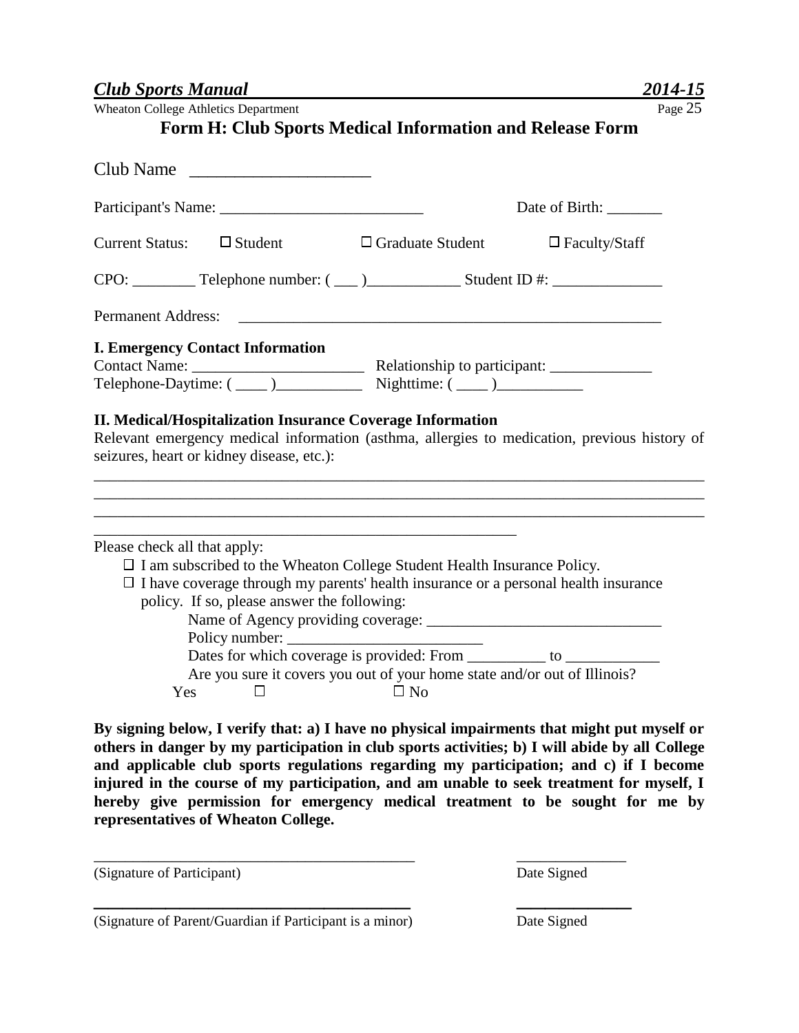# Form H: Club Sports Medical Information and Release Form

Club Name ____________________

Participant's Name: __________________________ Date of Birth: _______

Current Status: ☐ Student ☐ Graduate Student ☐ Faculty/Staff

CPO: ________ Telephone number: ( ___ )____________ Student ID #: ______________

Permanent Address: _______________________________________________________

### I. Emergency Contact Information

Contact Name: ______________________ Relationship to participant: _____________

Telephone-Daytime: ( ____ )___________ Nighttime: ( ____ )___________

### II. Medical/Hospitalization Insurance Coverage Information

Relevant emergency medical information (asthma, allergies to medication, previous history of seizures, heart or kidney disease, etc.):

_______________________________________________________________________________

_______________________________________________________________________________

_______________________________________________________________________________

________________________________________________________

Please check all that apply:

- ☐ I am subscribed to the Wheaton College Student Health Insurance Policy.
- ☐ I have coverage through my parents' health insurance or a personal health insurance policy. If so, please answer the following:
  - Name of Agency providing coverage: ______________________________
  - Policy number: _________________________
  - Dates for which coverage is provided: From __________ to ____________
  - Are you sure it covers you out of your home state and/or out of Illinois?
  
  Yes ☐ ☐ No

**By signing below, I verify that: a) I have no physical impairments that might put myself or others in danger by my participation in club sports activities; b) I will abide by all College and applicable club sports regulations regarding my participation; and c) if I become injured in the course of my participation, and am unable to seek treatment for myself, I hereby give permission for emergency medical treatment to be sought for me by representatives of Wheaton College.**

__________________________________________ ______________

(Signature of Participant) Date Signed

__________________________________________ ______________

(Signature of Parent/Guardian if Participant is a minor) Date Signed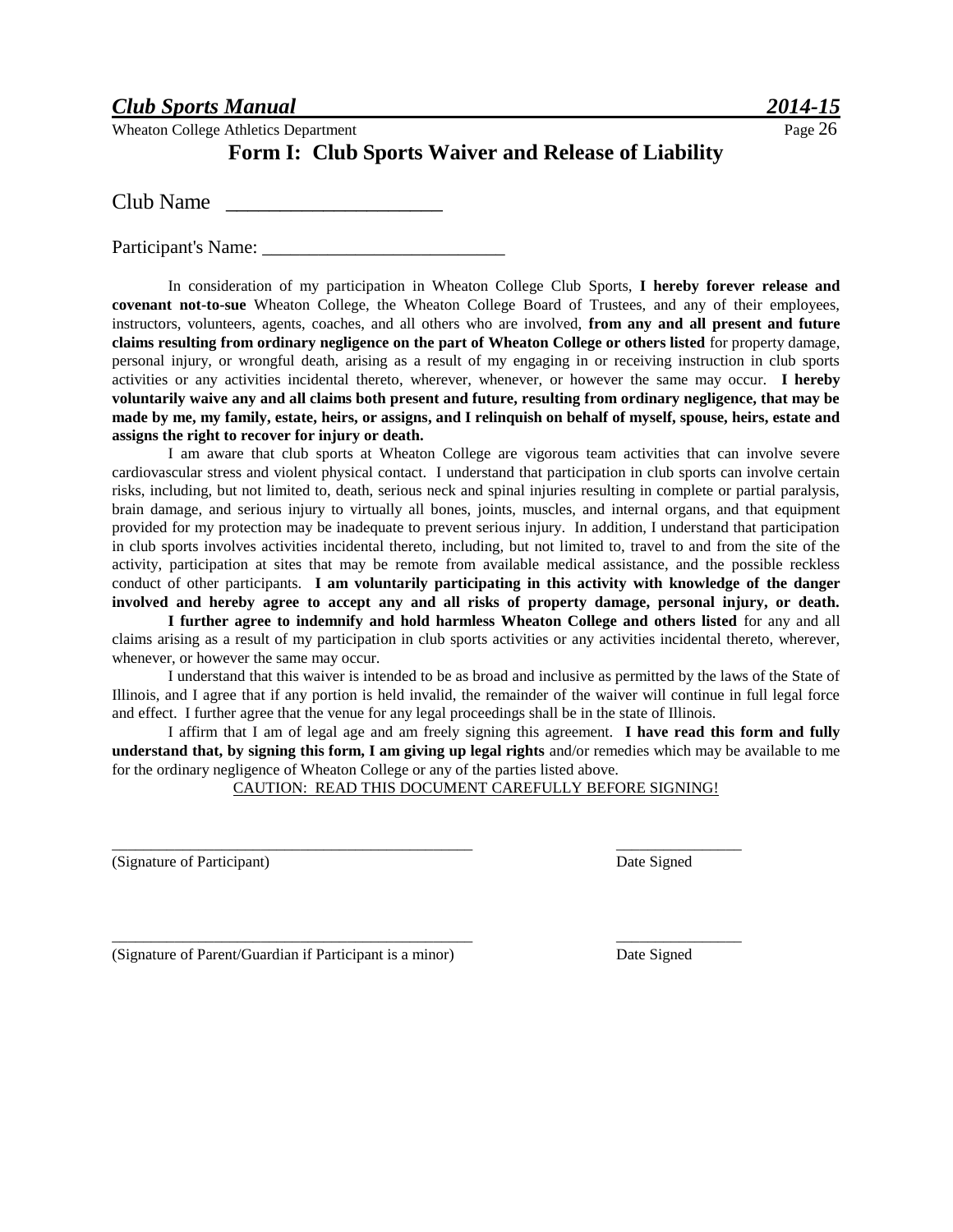# Form I: Club Sports Waiver and Release of Liability

Club Name ____________________

Participant's Name: _________________________

In consideration of my participation in Wheaton College Club Sports, **I hereby forever release and covenant not-to-sue** Wheaton College, the Wheaton College Board of Trustees, and any of their employees, instructors, volunteers, agents, coaches, and all others who are involved, **from any and all present and future claims resulting from ordinary negligence on the part of Wheaton College or others listed** for property damage, personal injury, or wrongful death, arising as a result of my engaging in or receiving instruction in club sports activities or any activities incidental thereto, wherever, whenever, or however the same may occur. **I hereby voluntarily waive any and all claims both present and future, resulting from ordinary negligence, that may be made by me, my family, estate, heirs, or assigns, and I relinquish on behalf of myself, spouse, heirs, estate and assigns the right to recover for injury or death.**

I am aware that club sports at Wheaton College are vigorous team activities that can involve severe cardiovascular stress and violent physical contact. I understand that participation in club sports can involve certain risks, including, but not limited to, death, serious neck and spinal injuries resulting in complete or partial paralysis, brain damage, and serious injury to virtually all bones, joints, muscles, and internal organs, and that equipment provided for my protection may be inadequate to prevent serious injury. In addition, I understand that participation in club sports involves activities incidental thereto, including, but not limited to, travel to and from the site of the activity, participation at sites that may be remote from available medical assistance, and the possible reckless conduct of other participants. **I am voluntarily participating in this activity with knowledge of the danger involved and hereby agree to accept any and all risks of property damage, personal injury, or death.**

**I further agree to indemnify and hold harmless Wheaton College and others listed** for any and all claims arising as a result of my participation in club sports activities or any activities incidental thereto, wherever, whenever, or however the same may occur.

I understand that this waiver is intended to be as broad and inclusive as permitted by the laws of the State of Illinois, and I agree that if any portion is held invalid, the remainder of the waiver will continue in full legal force and effect. I further agree that the venue for any legal proceedings shall be in the state of Illinois.

I affirm that I am of legal age and am freely signing this agreement. **I have read this form and fully understand that, by signing this form, I am giving up legal rights** and/or remedies which may be available to me for the ordinary negligence of Wheaton College or any of the parties listed above.

<u>CAUTION: READ THIS DOCUMENT CAREFULLY BEFORE SIGNING!</u>

_____________________________________________ _______________

(Signature of Participant) Date Signed

_____________________________________________ _______________

(Signature of Parent/Guardian if Participant is a minor) Date Signed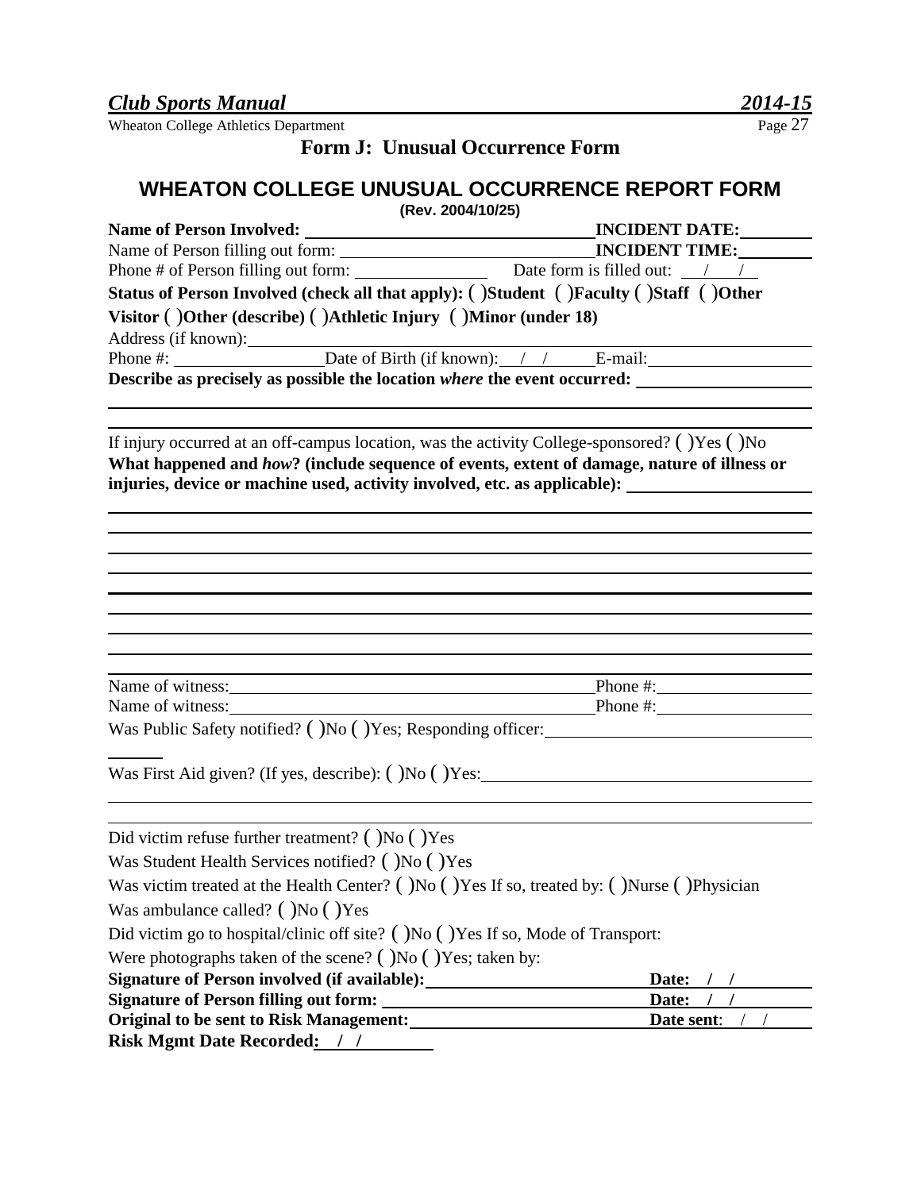## Form J: Unusual Occurrence Form

# WHEATON COLLEGE UNUSUAL OCCURRENCE REPORT FORM

**(Rev. 2004/10/25)**

**Name of Person Involved:** ______________________________ **INCIDENT DATE:** ________

Name of Person filling out form: ______________________________ **INCIDENT TIME:** ________

Phone # of Person filling out form: ________________ Date form is filled out: ___/___/___

**Status of Person Involved (check all that apply): ( )Student ( )Faculty ( )Staff ( )Other Visitor ( )Other (describe) ( )Athletic Injury ( )Minor (under 18)**

Address (if known): ______________________________

Phone #: ________________ Date of Birth (if known): ___/___/___ E-mail: ________________

**Describe as precisely as possible the location *where* the event occurred:** ________________

______________________________________________________________________

______________________________________________________________________

If injury occurred at an off-campus location, was the activity College-sponsored? ( )Yes ( )No

**What happened and *how*? (include sequence of events, extent of damage, nature of illness or injuries, device or machine used, activity involved, etc. as applicable):** ________________

______________________________________________________________________

______________________________________________________________________

______________________________________________________________________

______________________________________________________________________

______________________________________________________________________

______________________________________________________________________

______________________________________________________________________

______________________________________________________________________

______________________________________________________________________

Name of witness: ______________________________ Phone #: ________________

Name of witness: ______________________________ Phone #: ________________

Was Public Safety notified? ( )No ( )Yes; Responding officer: ______________________________

Was First Aid given? (If yes, describe): ( )No ( )Yes: ______________________________

______________________________________________________________________

______________________________________________________________________

Did victim refuse further treatment? ( )No ( )Yes

Was Student Health Services notified? ( )No ( )Yes

Was victim treated at the Health Center? ( )No ( )Yes If so, treated by: ( )Nurse ( )Physician

Was ambulance called? ( )No ( )Yes

Did victim go to hospital/clinic off site? ( )No ( )Yes If so, Mode of Transport:

Were photographs taken of the scene? ( )No ( )Yes; taken by:

**Signature of Person involved (if available):** ______________________ **Date: / /**

**Signature of Person filling out form:** ______________________ **Date: / /**

**Original to be sent to Risk Management:** ______________________ **Date sent**: / /

**Risk Mgmt Date Recorded: / /**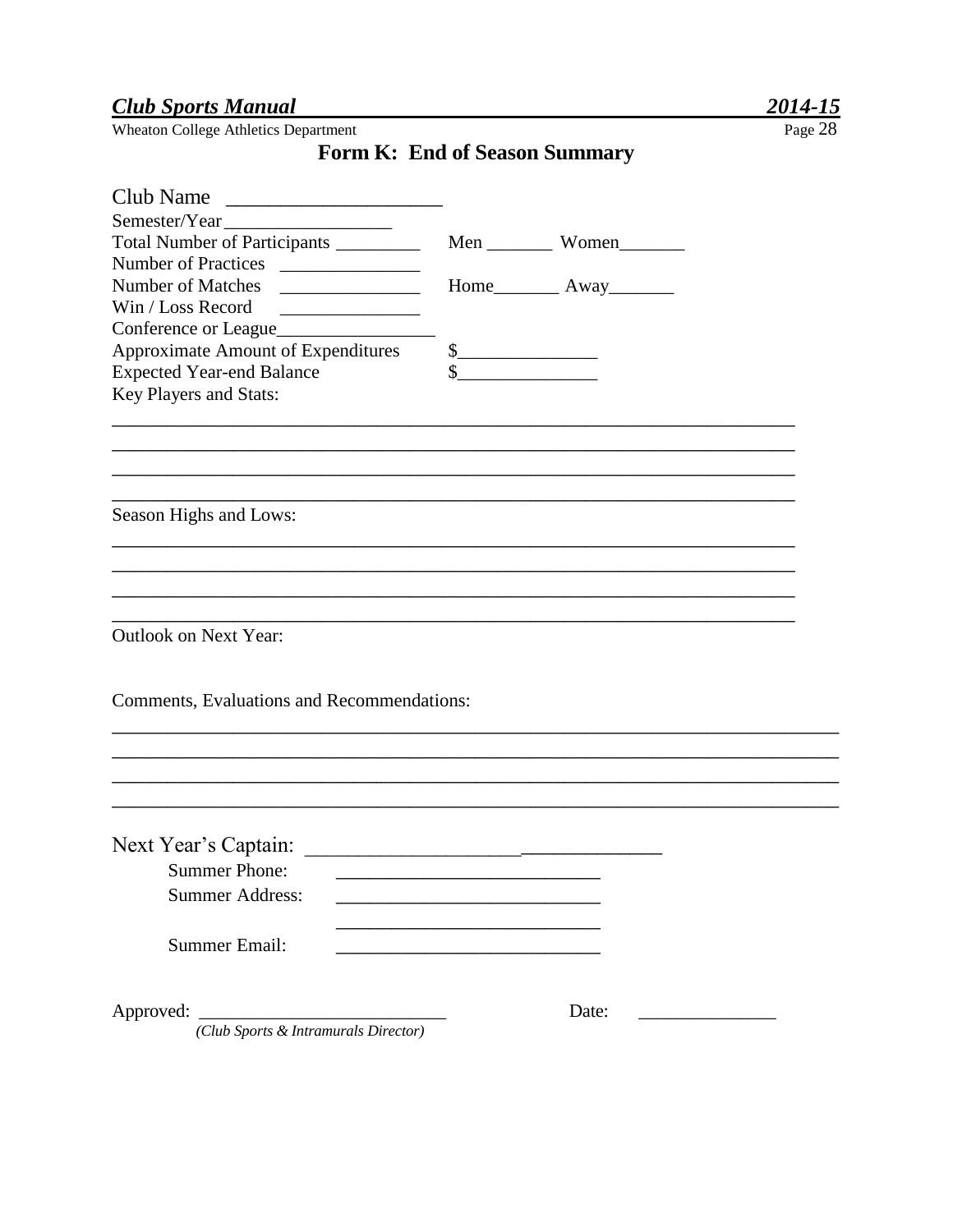# Form K: End of Season Summary

Club Name ____________________

Semester/Year _________________

Total Number of Participants _________ Men _______ Women_______

Number of Practices _______________

Number of Matches _______________ Home_______ Away_______

Win / Loss Record _______________

Conference or League_________________

Approximate Amount of Expenditures $_______________

Expected Year-end Balance $_______________

Key Players and Stats:

___________________________________________________________________________

___________________________________________________________________________

___________________________________________________________________________

___________________________________________________________________________

Season Highs and Lows:

___________________________________________________________________________

___________________________________________________________________________

___________________________________________________________________________

___________________________________________________________________________

Outlook on Next Year:

Comments, Evaluations and Recommendations:

___________________________________________________________________________

___________________________________________________________________________

___________________________________________________________________________

___________________________________________________________________________

Next Year's Captain: __________________________________

Summer Phone: ___________________________

Summer Address: ___________________________

___________________________

Summer Email: ___________________________

Approved: __________________________ Date: _______________

*(Club Sports & Intramurals Director)*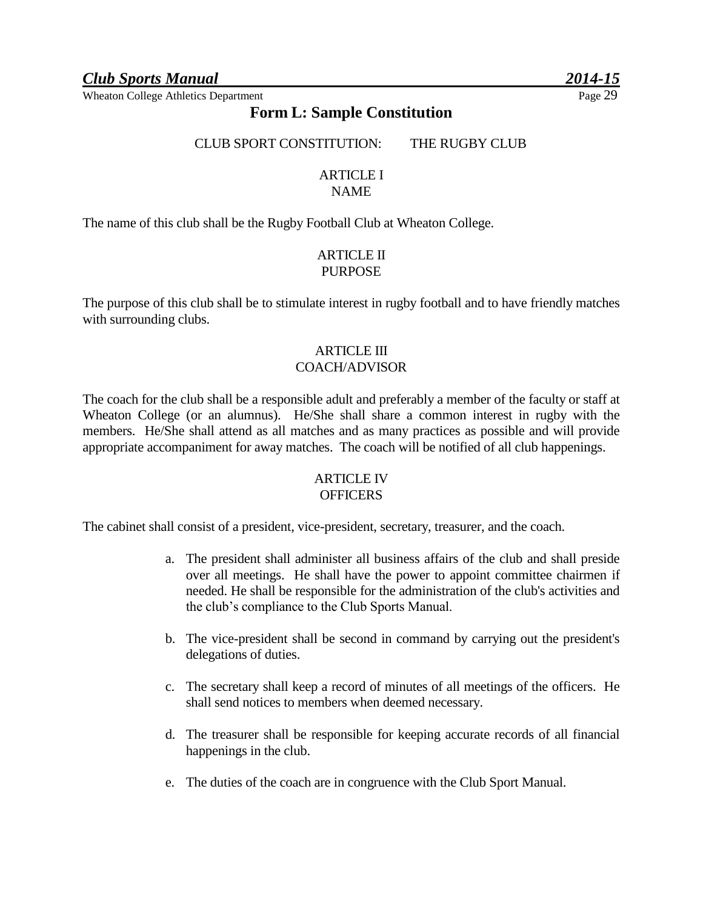# Form L: Sample Constitution

CLUB SPORT CONSTITUTION: THE RUGBY CLUB

## ARTICLE I
## NAME

The name of this club shall be the Rugby Football Club at Wheaton College.

## ARTICLE II
## PURPOSE

The purpose of this club shall be to stimulate interest in rugby football and to have friendly matches with surrounding clubs.

## ARTICLE III
## COACH/ADVISOR

The coach for the club shall be a responsible adult and preferably a member of the faculty or staff at Wheaton College (or an alumnus). He/She shall share a common interest in rugby with the members. He/She shall attend as all matches and as many practices as possible and will provide appropriate accompaniment for away matches. The coach will be notified of all club happenings.

## ARTICLE IV
## OFFICERS

The cabinet shall consist of a president, vice-president, secretary, treasurer, and the coach.

a. The president shall administer all business affairs of the club and shall preside over all meetings. He shall have the power to appoint committee chairmen if needed. He shall be responsible for the administration of the club's activities and the club's compliance to the Club Sports Manual.

b. The vice-president shall be second in command by carrying out the president's delegations of duties.

c. The secretary shall keep a record of minutes of all meetings of the officers. He shall send notices to members when deemed necessary.

d. The treasurer shall be responsible for keeping accurate records of all financial happenings in the club.

e. The duties of the coach are in congruence with the Club Sport Manual.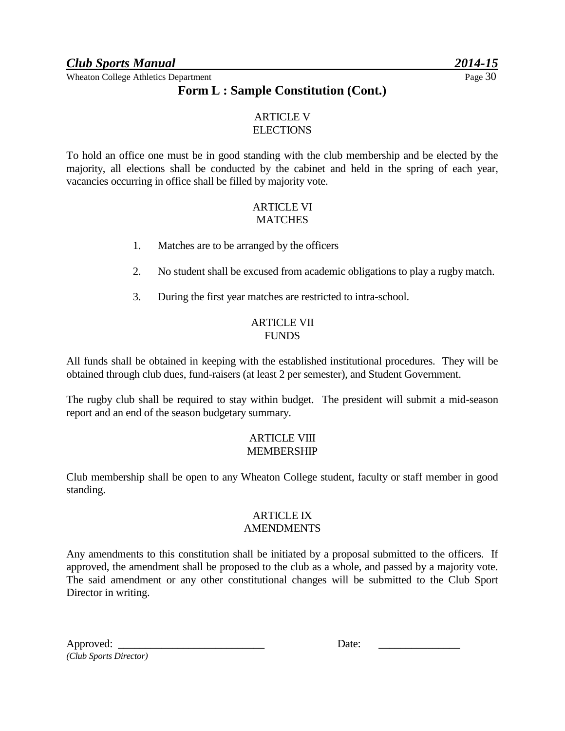## Form L : Sample Constitution (Cont.)

ARTICLE V
ELECTIONS

To hold an office one must be in good standing with the club membership and be elected by the majority, all elections shall be conducted by the cabinet and held in the spring of each year, vacancies occurring in office shall be filled by majority vote.

ARTICLE VI
MATCHES

1. Matches are to be arranged by the officers
2. No student shall be excused from academic obligations to play a rugby match.
3. During the first year matches are restricted to intra-school.

ARTICLE VII
FUNDS

All funds shall be obtained in keeping with the established institutional procedures. They will be obtained through club dues, fund-raisers (at least 2 per semester), and Student Government.

The rugby club shall be required to stay within budget. The president will submit a mid-season report and an end of the season budgetary summary.

ARTICLE VIII
MEMBERSHIP

Club membership shall be open to any Wheaton College student, faculty or staff member in good standing.

ARTICLE IX
AMENDMENTS

Any amendments to this constitution shall be initiated by a proposal submitted to the officers. If approved, the amendment shall be proposed to the club as a whole, and passed by a majority vote. The said amendment or any other constitutional changes will be submitted to the Club Sport Director in writing.

Approved: ___________________________ Date: _______________
*(Club Sports Director)*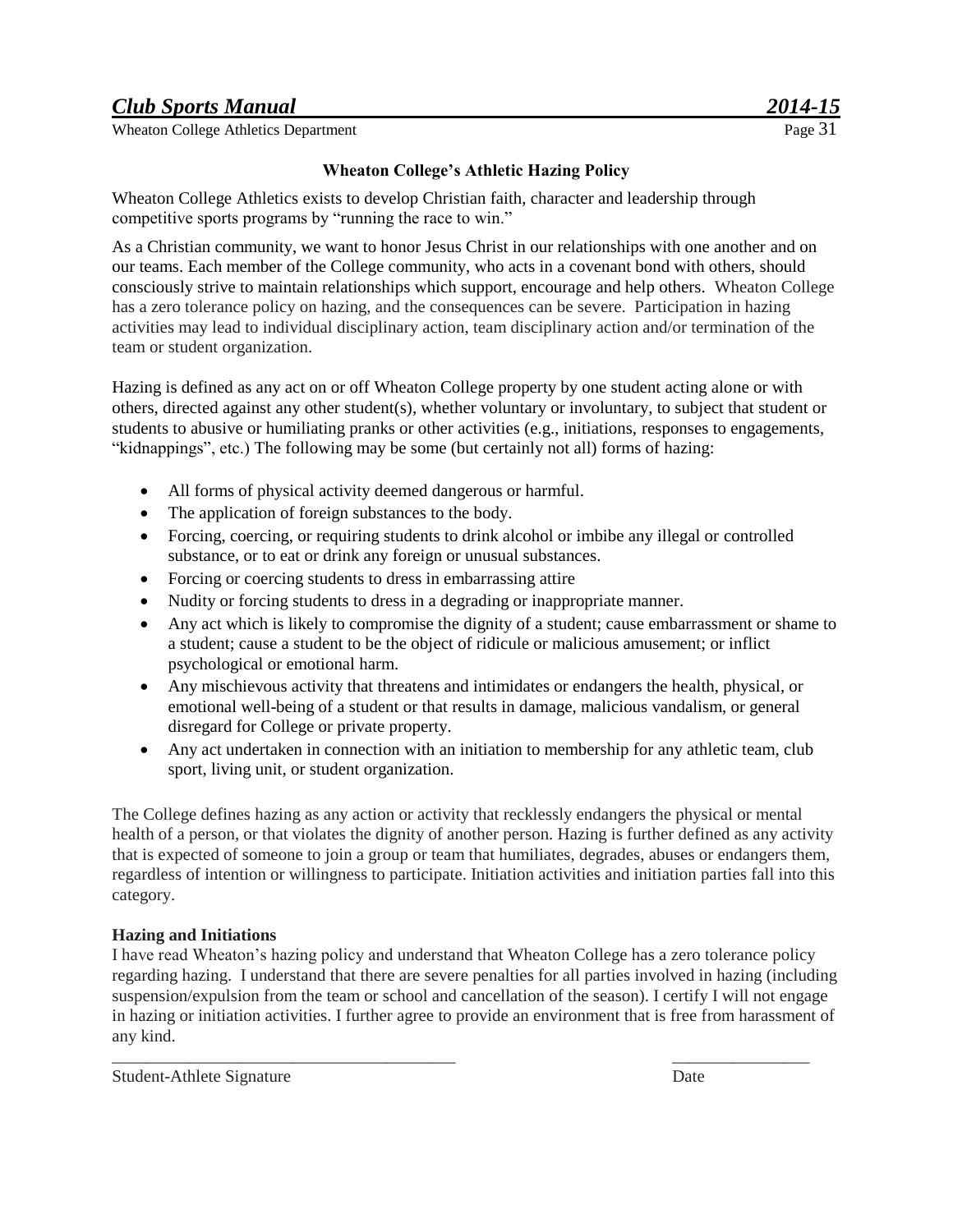## Wheaton College's Athletic Hazing Policy

Wheaton College Athletics exists to develop Christian faith, character and leadership through competitive sports programs by "running the race to win."

As a Christian community, we want to honor Jesus Christ in our relationships with one another and on our teams. Each member of the College community, who acts in a covenant bond with others, should consciously strive to maintain relationships which support, encourage and help others. Wheaton College has a zero tolerance policy on hazing, and the consequences can be severe. Participation in hazing activities may lead to individual disciplinary action, team disciplinary action and/or termination of the team or student organization.

Hazing is defined as any act on or off Wheaton College property by one student acting alone or with others, directed against any other student(s), whether voluntary or involuntary, to subject that student or students to abusive or humiliating pranks or other activities (e.g., initiations, responses to engagements, "kidnappings", etc.) The following may be some (but certainly not all) forms of hazing:

- All forms of physical activity deemed dangerous or harmful.
- The application of foreign substances to the body.
- Forcing, coercing, or requiring students to drink alcohol or imbibe any illegal or controlled substance, or to eat or drink any foreign or unusual substances.
- Forcing or coercing students to dress in embarrassing attire
- Nudity or forcing students to dress in a degrading or inappropriate manner.
- Any act which is likely to compromise the dignity of a student; cause embarrassment or shame to a student; cause a student to be the object of ridicule or malicious amusement; or inflict psychological or emotional harm.
- Any mischievous activity that threatens and intimidates or endangers the health, physical, or emotional well-being of a student or that results in damage, malicious vandalism, or general disregard for College or private property.
- Any act undertaken in connection with an initiation to membership for any athletic team, club sport, living unit, or student organization.

The College defines hazing as any action or activity that recklessly endangers the physical or mental health of a person, or that violates the dignity of another person. Hazing is further defined as any activity that is expected of someone to join a group or team that humiliates, degrades, abuses or endangers them, regardless of intention or willingness to participate. Initiation activities and initiation parties fall into this category.

**Hazing and Initiations**

I have read Wheaton's hazing policy and understand that Wheaton College has a zero tolerance policy regarding hazing. I understand that there are severe penalties for all parties involved in hazing (including suspension/expulsion from the team or school and cancellation of the season). I certify I will not engage in hazing or initiation activities. I further agree to provide an environment that is free from harassment of any kind.

_________________________________________ ________________

Student-Athlete Signature Date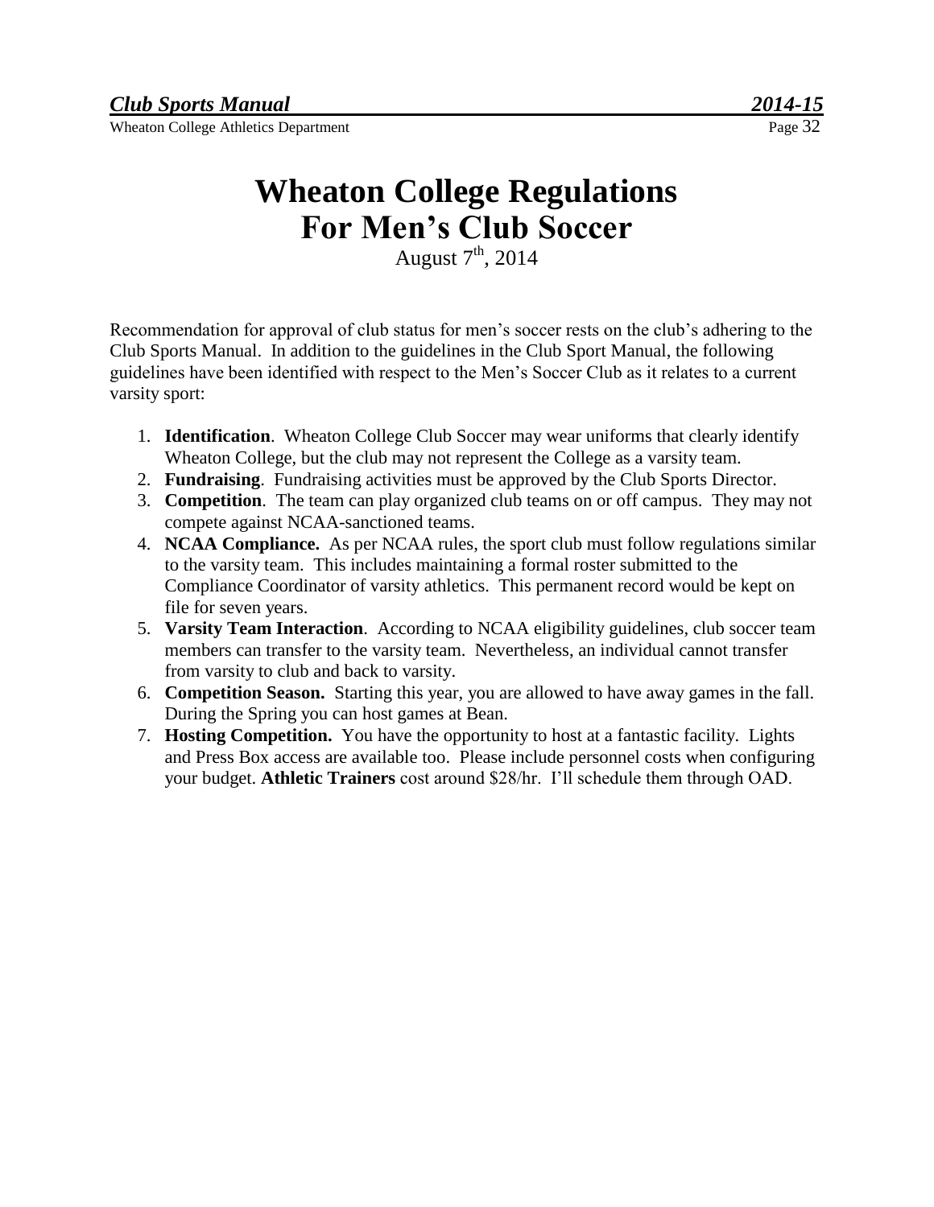# Wheaton College Regulations For Men's Club Soccer

August 7th, 2014

Recommendation for approval of club status for men's soccer rests on the club's adhering to the Club Sports Manual. In addition to the guidelines in the Club Sport Manual, the following guidelines have been identified with respect to the Men's Soccer Club as it relates to a current varsity sport:

1. **Identification**. Wheaton College Club Soccer may wear uniforms that clearly identify Wheaton College, but the club may not represent the College as a varsity team.
2. **Fundraising**. Fundraising activities must be approved by the Club Sports Director.
3. **Competition**. The team can play organized club teams on or off campus. They may not compete against NCAA-sanctioned teams.
4. **NCAA Compliance.** As per NCAA rules, the sport club must follow regulations similar to the varsity team. This includes maintaining a formal roster submitted to the Compliance Coordinator of varsity athletics. This permanent record would be kept on file for seven years.
5. **Varsity Team Interaction**. According to NCAA eligibility guidelines, club soccer team members can transfer to the varsity team. Nevertheless, an individual cannot transfer from varsity to club and back to varsity.
6. **Competition Season.** Starting this year, you are allowed to have away games in the fall. During the Spring you can host games at Bean.
7. **Hosting Competition.** You have the opportunity to host at a fantastic facility. Lights and Press Box access are available too. Please include personnel costs when configuring your budget. **Athletic Trainers** cost around $28/hr. I'll schedule them through OAD.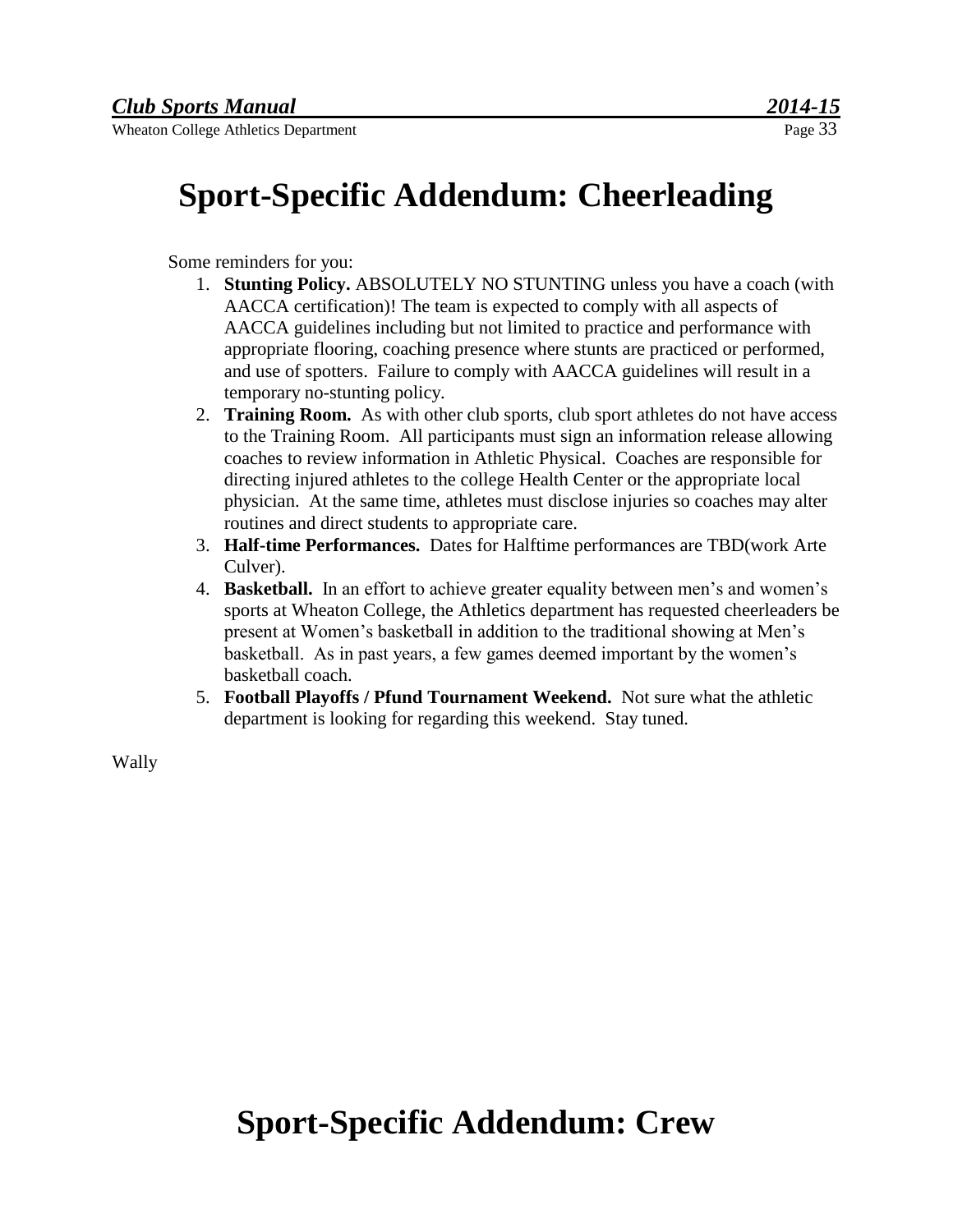# Sport-Specific Addendum: Cheerleading

Some reminders for you:

1. **Stunting Policy.** ABSOLUTELY NO STUNTING unless you have a coach (with AACCA certification)! The team is expected to comply with all aspects of AACCA guidelines including but not limited to practice and performance with appropriate flooring, coaching presence where stunts are practiced or performed, and use of spotters. Failure to comply with AACCA guidelines will result in a temporary no-stunting policy.
2. **Training Room.** As with other club sports, club sport athletes do not have access to the Training Room. All participants must sign an information release allowing coaches to review information in Athletic Physical. Coaches are responsible for directing injured athletes to the college Health Center or the appropriate local physician. At the same time, athletes must disclose injuries so coaches may alter routines and direct students to appropriate care.
3. **Half-time Performances.** Dates for Halftime performances are TBD(work Arte Culver).
4. **Basketball.** In an effort to achieve greater equality between men's and women's sports at Wheaton College, the Athletics department has requested cheerleaders be present at Women's basketball in addition to the traditional showing at Men's basketball. As in past years, a few games deemed important by the women's basketball coach.
5. **Football Playoffs / Pfund Tournament Weekend.** Not sure what the athletic department is looking for regarding this weekend. Stay tuned.

Wally

# Sport-Specific Addendum: Crew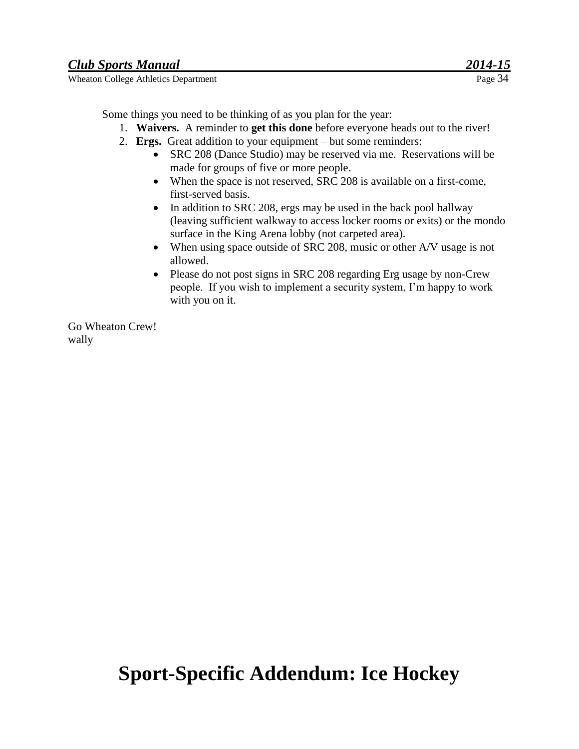Some things you need to be thinking of as you plan for the year:

1. **Waivers.** A reminder to **get this done** before everyone heads out to the river!
2. **Ergs.** Great addition to your equipment – but some reminders:
   - SRC 208 (Dance Studio) may be reserved via me. Reservations will be made for groups of five or more people.
   - When the space is not reserved, SRC 208 is available on a first-come, first-served basis.
   - In addition to SRC 208, ergs may be used in the back pool hallway (leaving sufficient walkway to access locker rooms or exits) or the mondo surface in the King Arena lobby (not carpeted area).
   - When using space outside of SRC 208, music or other A/V usage is not allowed.
   - Please do not post signs in SRC 208 regarding Erg usage by non-Crew people. If you wish to implement a security system, I'm happy to work with you on it.

Go Wheaton Crew!
wally

# Sport-Specific Addendum: Ice Hockey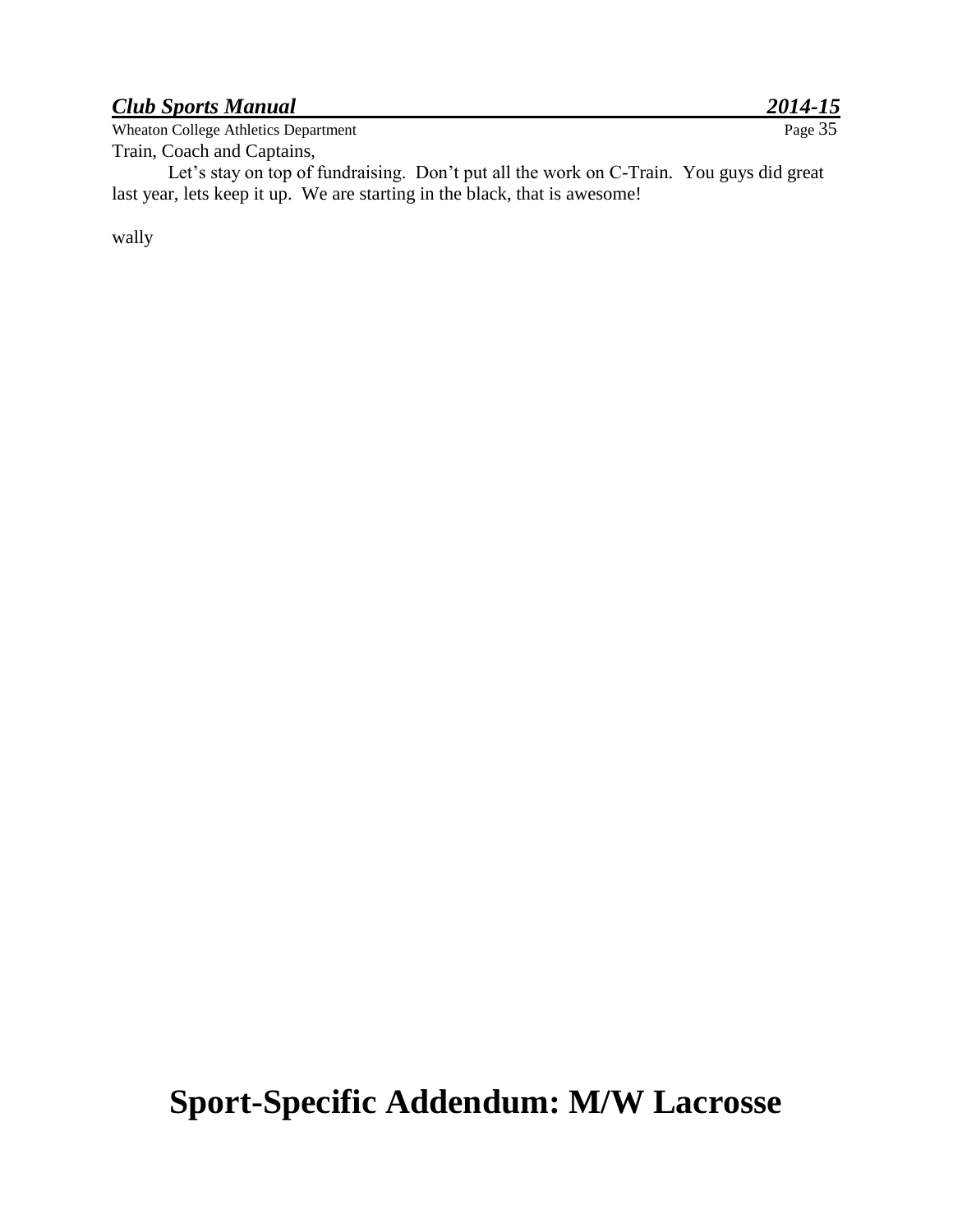Train, Coach and Captains,

Let's stay on top of fundraising. Don't put all the work on C-Train. You guys did great last year, lets keep it up. We are starting in the black, that is awesome!

wally

# Sport-Specific Addendum: M/W Lacrosse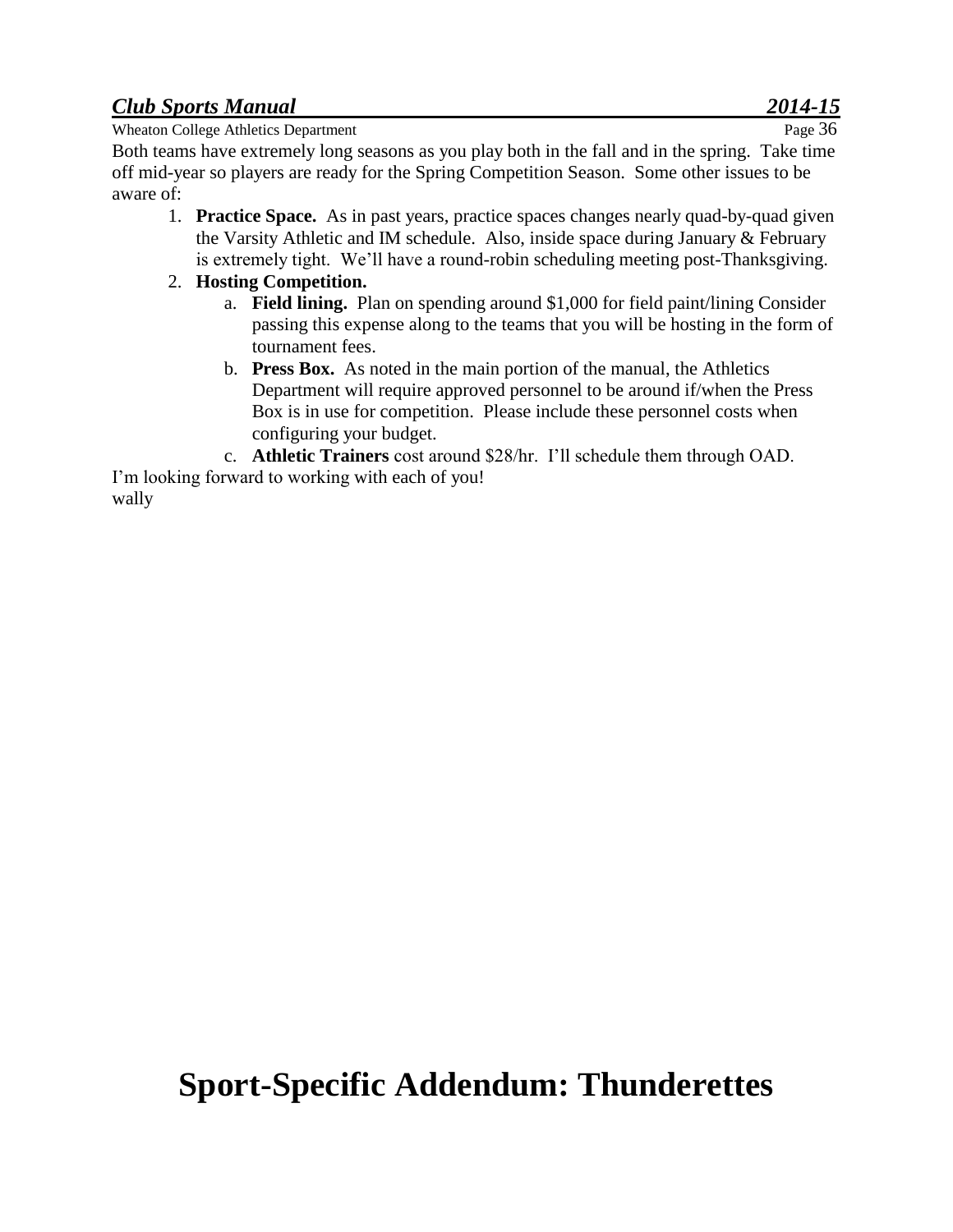Both teams have extremely long seasons as you play both in the fall and in the spring. Take time off mid-year so players are ready for the Spring Competition Season. Some other issues to be aware of:

1. **Practice Space.** As in past years, practice spaces changes nearly quad-by-quad given the Varsity Athletic and IM schedule. Also, inside space during January & February is extremely tight. We'll have a round-robin scheduling meeting post-Thanksgiving.
2. **Hosting Competition.**
   a. **Field lining.** Plan on spending around $1,000 for field paint/lining Consider passing this expense along to the teams that you will be hosting in the form of tournament fees.
   b. **Press Box.** As noted in the main portion of the manual, the Athletics Department will require approved personnel to be around if/when the Press Box is in use for competition. Please include these personnel costs when configuring your budget.
   c. **Athletic Trainers** cost around $28/hr. I'll schedule them through OAD.

I'm looking forward to working with each of you!
wally

# Sport-Specific Addendum: Thunderettes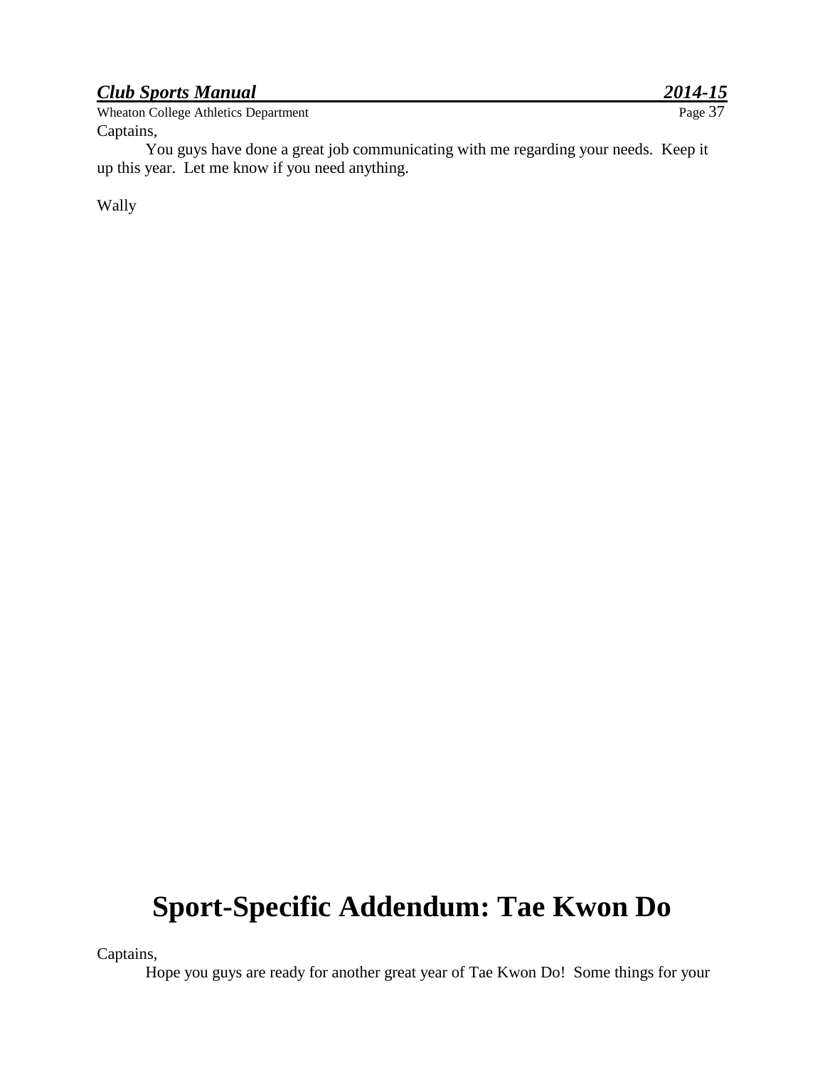Captains,

You guys have done a great job communicating with me regarding your needs. Keep it up this year. Let me know if you need anything.

Wally

# Sport-Specific Addendum: Tae Kwon Do

Captains,

Hope you guys are ready for another great year of Tae Kwon Do! Some things for your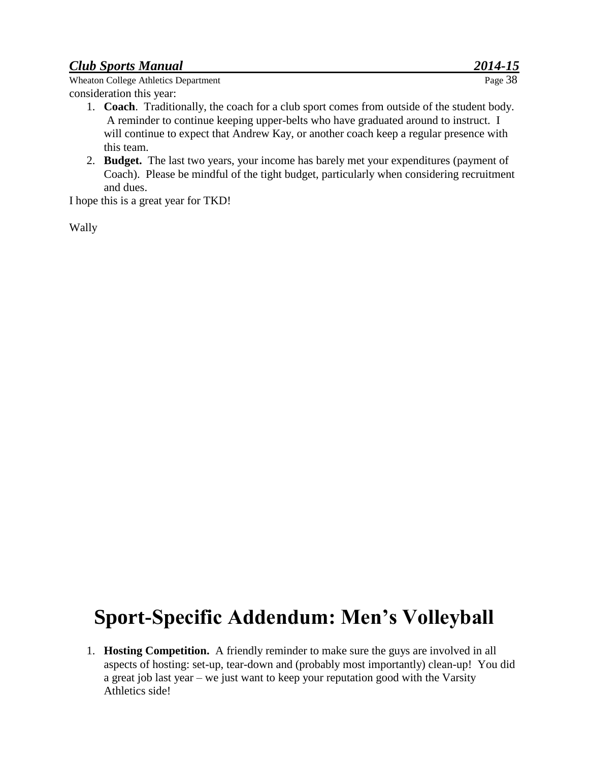consideration this year:

1. **Coach**. Traditionally, the coach for a club sport comes from outside of the student body. A reminder to continue keeping upper-belts who have graduated around to instruct. I will continue to expect that Andrew Kay, or another coach keep a regular presence with this team.
2. **Budget.** The last two years, your income has barely met your expenditures (payment of Coach). Please be mindful of the tight budget, particularly when considering recruitment and dues.

I hope this is a great year for TKD!

Wally

# Sport-Specific Addendum: Men's Volleyball

1. **Hosting Competition.** A friendly reminder to make sure the guys are involved in all aspects of hosting: set-up, tear-down and (probably most importantly) clean-up! You did a great job last year – we just want to keep your reputation good with the Varsity Athletics side!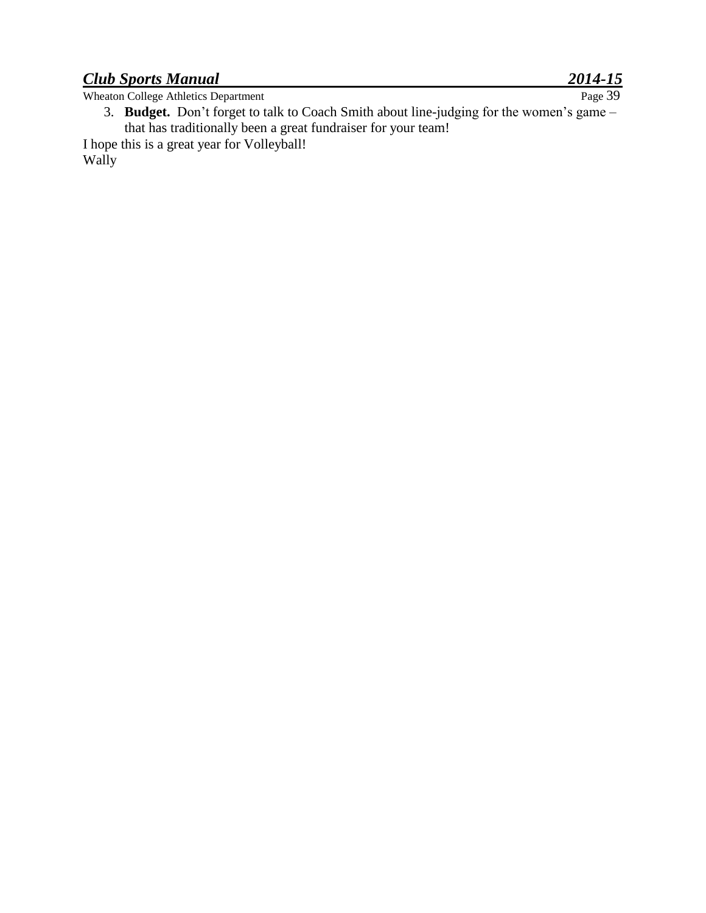3. **Budget.** Don't forget to talk to Coach Smith about line-judging for the women's game – that has traditionally been a great fundraiser for your team!

I hope this is a great year for Volleyball!

Wally